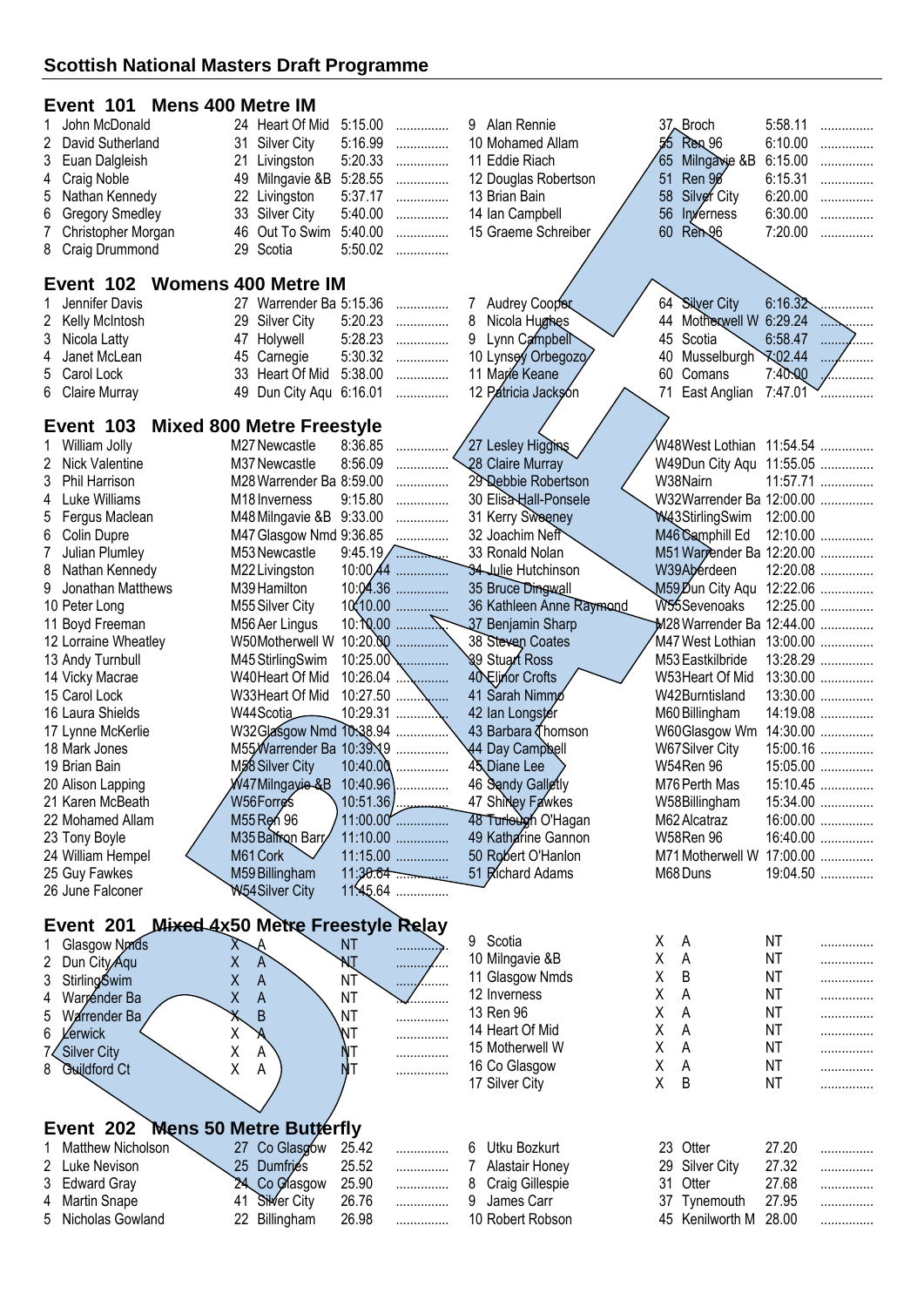## Scottish National Masters Draft Programme

### Event 101 Mens 400 Metre IM

| # | Name | Age | Club | Time | |
|---|---|---|---|---|---|
| 1 | John McDonald | 24 | Heart Of Mid | 5:15.00 | ............... |
| 2 | David Sutherland | 31 | Silver City | 5:16.99 | ............... |
| 3 | Euan Dalgleish | 21 | Livingston | 5:20.33 | ............... |
| 4 | Craig Noble | 49 | Milngavie &B | 5:28.55 | ............... |
| 5 | Nathan Kennedy | 22 | Livingston | 5:37.17 | ............... |
| 6 | Gregory Smedley | 33 | Silver City | 5:40.00 | ............... |
| 7 | Christopher Morgan | 46 | Out To Swim | 5:40.00 | ............... |
| 8 | Craig Drummond | 29 | Scotia | 5:50.02 | ............... |
| 9 | Alan Rennie | 37 | Broch | 5:58.11 | ............... |
| 10 | Mohamed Allam | 55 | Ren 96 | 6:10.00 | ............... |
| 11 | Eddie Riach | 65 | Milngavie &B | 6:15.00 | ............... |
| 12 | Douglas Robertson | 51 | Ren 96 | 6:15.31 | ............... |
| 13 | Brian Bain | 58 | Silver City | 6:20.00 | ............... |
| 14 | Ian Campbell | 56 | Inverness | 6:30.00 | ............... |
| 15 | Graeme Schreiber | 60 | Ren 96 | 7:20.00 | ............... |

### Event 102 Womens 400 Metre IM

| # | Name | Age | Club | Time | |
|---|---|---|---|---|---|
| 1 | Jennifer Davis | 27 | Warrender Ba | 5:15.36 | ............... |
| 2 | Kelly McIntosh | 29 | Silver City | 5:20.23 | ............... |
| 3 | Nicola Latty | 47 | Holywell | 5:28.23 | ............... |
| 4 | Janet McLean | 45 | Carnegie | 5:30.32 | ............... |
| 5 | Carol Lock | 33 | Heart Of Mid | 5:38.00 | ............... |
| 6 | Claire Murray | 49 | Dun City Aqu | 6:16.01 | ............... |
| 7 | Audrey Cooper | 64 | Silver City | 6:16.32 | ............... |
| 8 | Nicola Hughes | 44 | Motherwell W | 6:29.24 | ............... |
| 9 | Lynn Campbell | 45 | Scotia | 6:58.47 | ............... |
| 10 | Lynsey Orbegozo | 40 | Musselburgh | 7:02.44 | ............... |
| 11 | Marie Keane | 60 | Comans | 7:40.00 | ............... |
| 12 | Patricia Jackson | 71 | East Anglian | 7:47.01 | ............... |

### Event 103 Mixed 800 Metre Freestyle

| # | Name | Age | Club | Time | |
|---|---|---|---|---|---|
| 1 | William Jolly | M27 | Newcastle | 8:36.85 | ............... |
| 2 | Nick Valentine | M37 | Newcastle | 8:56.09 | ............... |
| 3 | Phil Harrison | M28 | Warrender Ba | 8:59.00 | ............... |
| 4 | Luke Williams | M18 | Inverness | 9:15.80 | ............... |
| 5 | Fergus Maclean | M48 | Milngavie &B | 9:33.00 | ............... |
| 6 | Colin Dupre | M47 | Glasgow Nmd | 9:36.85 | ............... |
| 7 | Julian Plumley | M53 | Newcastle | 9:45.19 | ............... |
| 8 | Nathan Kennedy | M22 | Livingston | 10:00.44 | ............... |
| 9 | Jonathan Matthews | M39 | Hamilton | 10:04.36 | ............... |
| 10 | Peter Long | M55 | Silver City | 10:10.00 | ............... |
| 11 | Boyd Freeman | M56 | Aer Lingus | 10:10.00 | ............... |
| 12 | Lorraine Wheatley | W50 | Motherwell W | 10:20.00 | ............... |
| 13 | Andy Turnbull | M45 | StirlingSwim | 10:25.00 | ............... |
| 14 | Vicky Macrae | W40 | Heart Of Mid | 10:26.04 | ............... |
| 15 | Carol Lock | W33 | Heart Of Mid | 10:27.50 | ............... |
| 16 | Laura Shields | W44 | Scotia | 10:29.31 | ............... |
| 17 | Lynne McKerlie | W32 | Glasgow Nmd | 10:38.94 | ............... |
| 18 | Mark Jones | M55 | Warrender Ba | 10:39.19 | ............... |
| 19 | Brian Bain | M58 | Silver City | 10:40.00 | ............... |
| 20 | Alison Lapping | W47 | Milngavie &B | 10:40.96 | ............... |
| 21 | Karen McBeath | W56 | Forres | 10:51.36 | ............... |
| 22 | Mohamed Allam | M55 | Ren 96 | 11:00.00 | ............... |
| 23 | Tony Boyle | M35 | Balfron Barr | 11:10.00 | ............... |
| 24 | William Hempel | M61 | Cork | 11:15.00 | ............... |
| 25 | Guy Fawkes | M59 | Billingham | 11:30.64 | ............... |
| 26 | June Falconer | W54 | Silver City | 11:45.64 | ............... |
| 27 | Lesley Higgins | W48 | West Lothian | 11:54.54 | ............... |
| 28 | Claire Murray | W49 | Dun City Aqu | 11:55.05 | ............... |
| 29 | Debbie Robertson | W38 | Nairn | 11:57.71 | ............... |
| 30 | Elisa Hall-Ponsele | W32 | Warrender Ba | 12:00.00 | ............... |
| 31 | Kerry Sweeney | W43 | StirlingSwim | 12:00.00 | |
| 32 | Joachim Neff | M46 | Camphill Ed | 12:10.00 | ............... |
| 33 | Ronald Nolan | M51 | Warrender Ba | 12:20.00 | ............... |
| 34 | Julie Hutchinson | W39 | Aberdeen | 12:20.08 | ............... |
| 35 | Bruce Dingwall | M59 | Dun City Aqu | 12:22.06 | ............... |
| 36 | Kathleen Anne Raymond | W55 | Sevenoaks | 12:25.00 | ............... |
| 37 | Benjamin Sharp | M28 | Warrender Ba | 12:44.00 | ............... |
| 38 | Steven Coates | M47 | West Lothian | 13:00.00 | ............... |
| 39 | Stuart Ross | M53 | Eastkilbride | 13:28.29 | ............... |
| 40 | Elinor Crofts | W53 | Heart Of Mid | 13:30.00 | ............... |
| 41 | Sarah Nimmo | W42 | Burntisland | 13:30.00 | ............... |
| 42 | Ian Longster | M60 | Billingham | 14:19.08 | ............... |
| 43 | Barbara Thomson | W60 | Glasgow Wm | 14:30.00 | ............... |
| 44 | Day Campbell | W67 | Silver City | 15:00.16 | ............... |
| 45 | Diane Lee | W54 | Ren 96 | 15:05.00 | ............... |
| 46 | Sandy Galletly | M76 | Perth Mas | 15:10.45 | ............... |
| 47 | Shirley Fawkes | W58 | Billingham | 15:34.00 | ............... |
| 48 | Turlough O'Hagan | M62 | Alcatraz | 16:00.00 | ............... |
| 49 | Katharine Gannon | W58 | Ren 96 | 16:40.00 | ............... |
| 50 | Robert O'Hanlon | M71 | Motherwell W | 17:00.00 | ............... |
| 51 | Richard Adams | M68 | Duns | 19:04.50 | ............... |

### Event 201 Mixed 4x50 Metre Freestyle Relay

| # | Club | | Team | Time | |
|---|---|---|---|---|---|
| 1 | Glasgow Nmds | X | A | NT | ............... |
| 2 | Dun City Aqu | X | A | NT | ............... |
| 3 | StirlingSwim | X | A | NT | ............... |
| 4 | Warrender Ba | X | A | NT | ............... |
| 5 | Warrender Ba | X | B | NT | ............... |
| 6 | Lerwick | X | A | NT | ............... |
| 7 | Silver City | X | A | NT | ............... |
| 8 | Guildford Ct | X | A | NT | ............... |
| 9 | Scotia | X | A | NT | ............... |
| 10 | Milngavie &B | X | A | NT | ............... |
| 11 | Glasgow Nmds | X | B | NT | ............... |
| 12 | Inverness | X | A | NT | ............... |
| 13 | Ren 96 | X | A | NT | ............... |
| 14 | Heart Of Mid | X | A | NT | ............... |
| 15 | Motherwell W | X | A | NT | ............... |
| 16 | Co Glasgow | X | A | NT | ............... |
| 17 | Silver City | X | B | NT | ............... |

### Event 202 Mens 50 Metre Butterfly

| # | Name | Age | Club | Time | |
|---|---|---|---|---|---|
| 1 | Matthew Nicholson | 27 | Co Glasgow | 25.42 | ............... |
| 2 | Luke Nevison | 25 | Dumfries | 25.52 | ............... |
| 3 | Edward Gray | 24 | Co Glasgow | 25.90 | ............... |
| 4 | Martin Snape | 41 | Silver City | 26.76 | ............... |
| 5 | Nicholas Gowland | 22 | Billingham | 26.98 | ............... |
| 6 | Utku Bozkurt | 23 | Otter | 27.20 | ............... |
| 7 | Alastair Honey | 29 | Silver City | 27.32 | ............... |
| 8 | Craig Gillespie | 31 | Otter | 27.68 | ............... |
| 9 | James Carr | 37 | Tynemouth | 27.95 | ............... |
| 10 | Robert Robson | 45 | Kenilworth M | 28.00 | ............... |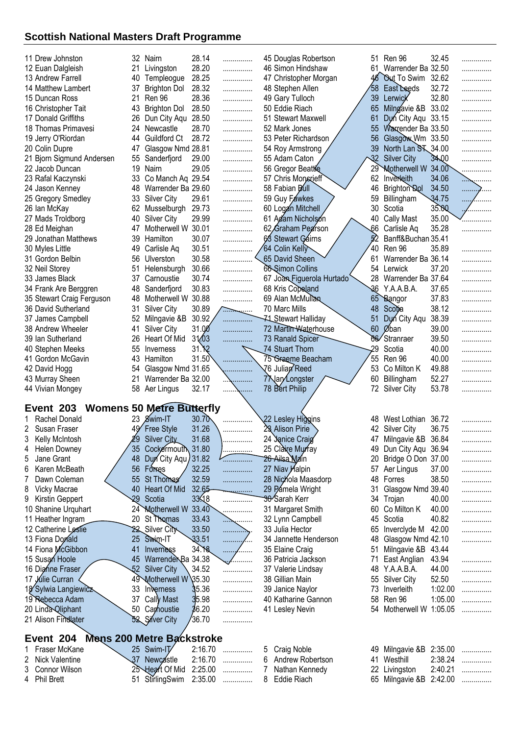## Scottish National Masters Draft Programme

| # | Name | Age | Club | Time | |
|---|---|---|---|---|---|
| 11 | Drew Johnston | 32 | Nairn | 28.14 | ............... |
| 12 | Euan Dalgleish | 21 | Livingston | 28.20 | ............... |
| 13 | Andrew Farrell | 40 | Templeogue | 28.25 | ............... |
| 14 | Matthew Lambert | 37 | Brighton Dol | 28.32 | ............... |
| 15 | Duncan Ross | 21 | Ren 96 | 28.36 | ............... |
| 16 | Christopher Tait | 43 | Brighton Dol | 28.50 | ............... |
| 17 | Donald Griffiths | 26 | Dun City Aqu | 28.50 | ............... |
| 18 | Thomas Primavesi | 24 | Newcastle | 28.70 | ............... |
| 19 | Jerry O'Riordan | 44 | Guildford Ct | 28.72 | ............... |
| 20 | Colin Dupre | 47 | Glasgow Nmd | 28.81 | ............... |
| 21 | Bjorn Sigmund Andersen | 55 | Sanderfjord | 29.00 | ............... |
| 22 | Jacob Duncan | 19 | Nairn | 29.05 | ............... |
| 23 | Rafal Kaczynski | 33 | Co Manch Aq | 29.54 | ............... |
| 24 | Jason Kenney | 48 | Warrender Ba | 29.60 | ............... |
| 25 | Gregory Smedley | 33 | Silver City | 29.61 | ............... |
| 26 | Ian McKay | 62 | Musselburgh | 29.73 | ............... |
| 27 | Mads Troldborg | 40 | Silver City | 29.99 | ............... |
| 28 | Ed Meighan | 47 | Motherwell W | 30.01 | ............... |
| 29 | Jonathan Matthews | 39 | Hamilton | 30.07 | ............... |
| 30 | Myles Little | 49 | Carlisle Aq | 30.51 | ............... |
| 31 | Gordon Belbin | 56 | Ulverston | 30.58 | ............... |
| 32 | Neil Storey | 51 | Helensburgh | 30.66 | ............... |
| 33 | James Black | 37 | Carnoustie | 30.74 | ............... |
| 34 | Frank Are Berggren | 48 | Sanderfjord | 30.83 | ............... |
| 35 | Stewart Craig Ferguson | 48 | Motherwell W | 30.88 | ............... |
| 36 | David Sutherland | 31 | Silver City | 30.89 | ............... |
| 37 | James Campbell | 52 | Milngavie &B | 30.92 | ............... |
| 38 | Andrew Wheeler | 41 | Silver City | 31.00 | ............... |
| 39 | Ian Sutherland | 26 | Heart Of Mid | 31.03 | ............... |
| 40 | Stephen Meeks | 55 | Inverness | 31.12 | ............... |
| 41 | Gordon McGavin | 43 | Hamilton | 31.50 | ............... |
| 42 | David Hogg | 54 | Glasgow Nmd | 31.65 | ............... |
| 43 | Murray Sheen | 21 | Warrender Ba | 32.00 | ............... |
| 44 | Vivian Mongey | 58 | Aer Lingus | 32.17 | ............... |
| 45 | Douglas Robertson | 51 | Ren 96 | 32.45 | ............... |
| 46 | Simon Hindshaw | 61 | Warrender Ba | 32.50 | ............... |
| 47 | Christopher Morgan | 46 | Out To Swim | 32.62 | ............... |
| 48 | Stephen Allen | 58 | East Leeds | 32.72 | ............... |
| 49 | Gary Tulloch | 39 | Lerwick | 32.80 | ............... |
| 50 | Eddie Riach | 65 | Milngavie &B | 33.02 | ............... |
| 51 | Stewart Maxwell | 61 | Dun City Aqu | 33.15 | ............... |
| 52 | Mark Jones | 55 | Warrender Ba | 33.50 | ............... |
| 53 | Peter Richardson | 56 | Glasgow Wm | 33.50 | ............... |
| 54 | Roy Armstrong | 39 | North Lan ST | 34.00 | ............... |
| 55 | Adam Caton | 32 | Silver City | 34.00 | ............... |
| 56 | Gregor Beattie | 29 | Motherwell W | 34.00 | ............... |
| 57 | Chris Moncrieff | 62 | Inverleith | 34.06 | ............... |
| 58 | Fabian Bull | 46 | Brighton Dol | 34.50 | ............... |
| 59 | Guy Fawkes | 59 | Billingham | 34.75 | ............... |
| 60 | Logan Mitchell | 30 | Scotia | 35.00 | ............... |
| 61 | Adam Nicholson | 40 | Cally Mast | 35.00 | ............... |
| 62 | Graham Pearson | 66 | Carlisle Aq | 35.28 | ............... |
| 63 | Stewart Gairns | 52 | Banff&Buchan | 35.41 | |
| 64 | Colin Kelly | 40 | Ren 96 | 35.89 | ............... |
| 65 | David Sheen | 61 | Warrender Ba | 36.14 | ............... |
| 66 | Simon Collins | 54 | Lerwick | 37.20 | ............... |
| 67 | Joan Figuerola Hurtado | 28 | Warrender Ba | 37.64 | ............... |
| 68 | Kris Copeland | 36 | Y.A.A.B.A. | 37.65 | ............... |
| 69 | Alan McMullan | 65 | Bangor | 37.83 | ............... |
| 70 | Marc Mills | 48 | Scotia | 38.12 | ............... |
| 71 | Stewart Halliday | 51 | Dun City Aqu | 38.39 | ............... |
| 72 | Martin Waterhouse | 60 | Oban | 39.00 | ............... |
| 73 | Ranald Spicer | 66 | Stranraer | 39.50 | ............... |
| 74 | Stuart Thorn | 29 | Scotia | 40.00 | ............... |
| 75 | Graeme Beacham | 55 | Ren 96 | 40.00 | ............... |
| 76 | Julian Reed | 53 | Co Milton K | 49.88 | ............... |
| 77 | Ian Longster | 60 | Billingham | 52.27 | ............... |
| 78 | Bert Philip | 72 | Silver City | 53.78 | ............... |

### Event 203 Womens 50 Metre Butterfly

| # | Name | Age | Club | Time | |
|---|---|---|---|---|---|
| 1 | Rachel Donald | 23 | Swim-IT | 30.70 | ............... |
| 2 | Susan Fraser | 49 | Free Style | 31.26 | ............... |
| 3 | Kelly McIntosh | 29 | Silver City | 31.68 | ............... |
| 4 | Helen Downey | 35 | Cockermouth | 31.80 | ............... |
| 5 | Jane Grant | 48 | Dun City Aqu | 31.82 | ............... |
| 6 | Karen McBeath | 56 | Forres | 32.25 | ............... |
| 7 | Dawn Coleman | 55 | St Thomas | 32.59 | ............... |
| 8 | Vicky Macrae | 40 | Heart Of Mid | 32.65 | ............... |
| 9 | Kirstin Geppert | 29 | Scotia | 33.18 | ............... |
| 10 | Shanine Urquhart | 24 | Motherwell W | 33.40 | ............... |
| 11 | Heather Ingram | 20 | St Thomas | 33.43 | ............... |
| 12 | Catherine Leslie | 22 | Silver City | 33.50 | ............... |
| 13 | Fiona Donald | 25 | Swim-IT | 33.51 | ............... |
| 14 | Fiona McGibbon | 41 | Inverness | 34.18 | ............... |
| 15 | Susan Hoole | 45 | Warrender Ba | 34.38 | ............... |
| 16 | Dianne Fraser | 52 | Silver City | 34.52 | ............... |
| 17 | Julie Curran | 49 | Motherwell W | 35.30 | ............... |
| 18 | Sylwia Langiewicz | 33 | Inverness | 35.36 | ............... |
| 19 | Rebecca Adam | 37 | Cally Mast | 35.98 | ............... |
| 20 | Linda Oliphant | 50 | Carnoustie | 36.20 | ............... |
| 21 | Alison Findlater | 52 | Silver City | 36.70 | ............... |
| 22 | Lesley Higgins | 48 | West Lothian | 36.72 | ............... |
| 23 | Alison Pirie | 42 | Silver City | 36.75 | ............... |
| 24 | Janice Craig | 47 | Milngavie &B | 36.84 | ............... |
| 25 | Claire Murray | 49 | Dun City Aqu | 36.94 | ............... |
| 26 | Ailsa Main | 20 | Bridge O Don | 37.00 | ............... |
| 27 | Niav Halpin | 57 | Aer Lingus | 37.00 | ............... |
| 28 | Nichola Maasdorp | 48 | Forres | 38.50 | ............... |
| 29 | Pamela Wright | 31 | Glasgow Nmd | 39.40 | ............... |
| 30 | Sarah Kerr | 34 | Trojan | 40.00 | ............... |
| 31 | Margaret Smith | 60 | Co Milton K | 40.00 | ............... |
| 32 | Lynn Campbell | 45 | Scotia | 40.82 | ............... |
| 33 | Julia Hector | 65 | Inverclyde M | 42.00 | ............... |
| 34 | Jannette Henderson | 48 | Glasgow Nmd | 42.10 | ............... |
| 35 | Elaine Craig | 51 | Milngavie &B | 43.44 | |
| 36 | Patricia Jackson | 71 | East Anglian | 43.94 | ............... |
| 37 | Valerie Lindsay | 48 | Y.A.A.B.A. | 44.00 | ............... |
| 38 | Gillian Main | 55 | Silver City | 52.50 | ............... |
| 39 | Janice Naylor | 73 | Inverleith | 1:02.00 | ............... |
| 40 | Katharine Gannon | 58 | Ren 96 | 1:05.00 | ............... |
| 41 | Lesley Nevin | 54 | Motherwell W | 1:05.05 | ............... |

### Event 204 Mens 200 Metre Backstroke

| # | Name | Age | Club | Time | |
|---|---|---|---|---|---|
| 1 | Fraser McKane | 25 | Swim-IT | 2:16.70 | ............... |
| 2 | Nick Valentine | 37 | Newcastle | 2:16.70 | ............... |
| 3 | Connor Wilson | 25 | Heart Of Mid | 2:25.00 | ............... |
| 4 | Phil Brett | 51 | StirlingSwim | 2:35.00 | ............... |
| 5 | Craig Noble | 49 | Milngavie &B | 2:35.00 | ............... |
| 6 | Andrew Robertson | 41 | Westhill | 2:38.24 | ............... |
| 7 | Nathan Kennedy | 22 | Livingston | 2:40.21 | ............... |
| 8 | Eddie Riach | 65 | Milngavie &B | 2:42.00 | ............... |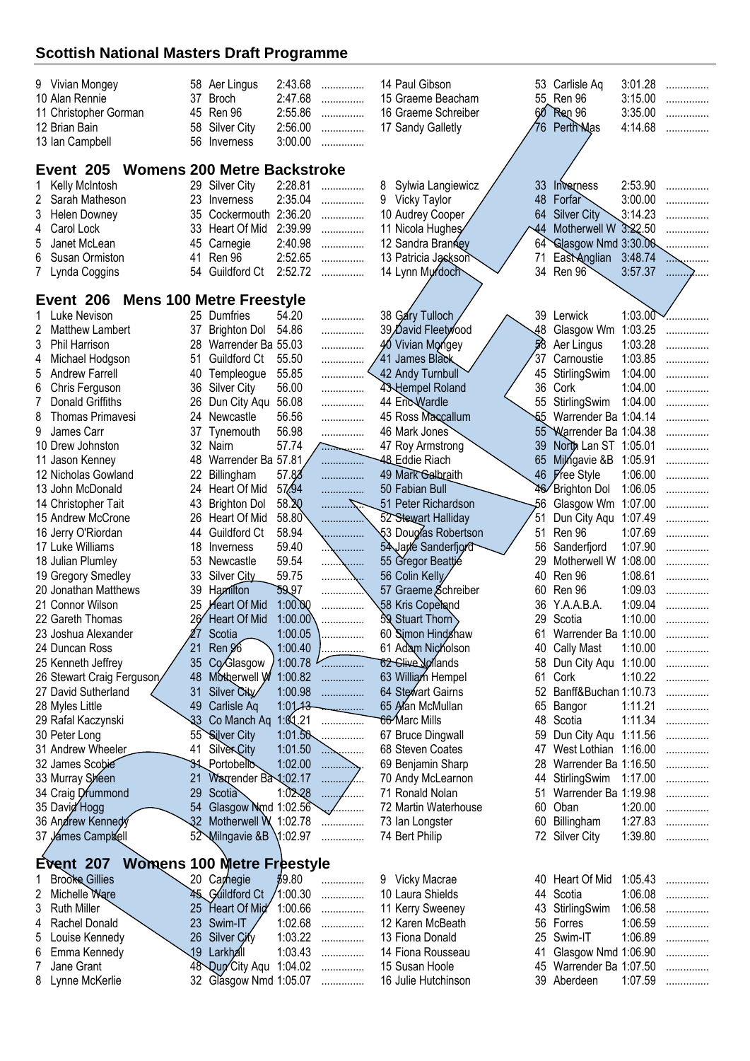## Scottish National Masters Draft Programme

| | Name | Age | Club | Time | |
|---|---|---|---|---|---|
| 9 | Vivian Mongey | 58 | Aer Lingus | 2:43.68 | ............... |
| 10 | Alan Rennie | 37 | Broch | 2:47.68 | ............... |
| 11 | Christopher Gorman | 45 | Ren 96 | 2:55.86 | ............... |
| 12 | Brian Bain | 58 | Silver City | 2:56.00 | ............... |
| 13 | Ian Campbell | 56 | Inverness | 3:00.00 | ............... |
| 14 | Paul Gibson | 53 | Carlisle Aq | 3:01.28 | ............... |
| 15 | Graeme Beacham | 55 | Ren 96 | 3:15.00 | ............... |
| 16 | Graeme Schreiber | 60 | Ren 96 | 3:35.00 | ............... |
| 17 | Sandy Galletly | 76 | Perth Mas | 4:14.68 | ............... |

### Event 205 Womens 200 Metre Backstroke

| | Name | Age | Club | Time | |
|---|---|---|---|---|---|
| 1 | Kelly McIntosh | 29 | Silver City | 2:28.81 | ............... |
| 2 | Sarah Matheson | 23 | Inverness | 2:35.04 | ............... |
| 3 | Helen Downey | 35 | Cockermouth | 2:36.20 | ............... |
| 4 | Carol Lock | 33 | Heart Of Mid | 2:39.99 | ............... |
| 5 | Janet McLean | 45 | Carnegie | 2:40.98 | ............... |
| 6 | Susan Ormiston | 41 | Ren 96 | 2:52.65 | ............... |
| 7 | Lynda Coggins | 54 | Guildford Ct | 2:52.72 | ............... |
| 8 | Sylwia Langiewicz | 33 | Inverness | 2:53.90 | ............... |
| 9 | Vicky Taylor | 48 | Forfar | 3:00.00 | ............... |
| 10 | Audrey Cooper | 64 | Silver City | 3:14.23 | ............... |
| 11 | Nicola Hughes | 44 | Motherwell W | 3:22.50 | ............... |
| 12 | Sandra Branney | 64 | Glasgow Nmd | 3:30.00 | ............... |
| 13 | Patricia Jackson | 71 | East Anglian | 3:48.74 | ............... |
| 14 | Lynn Murdoch | 34 | Ren 96 | 3:57.37 | ............... |

### Event 206 Mens 100 Metre Freestyle

| | Name | Age | Club | Time | |
|---|---|---|---|---|---|
| 1 | Luke Nevison | 25 | Dumfries | 54.20 | ............... |
| 2 | Matthew Lambert | 37 | Brighton Dol | 54.86 | ............... |
| 3 | Phil Harrison | 28 | Warrender Ba | 55.03 | ............... |
| 4 | Michael Hodgson | 51 | Guildford Ct | 55.50 | ............... |
| 5 | Andrew Farrell | 40 | Templeogue | 55.85 | ............... |
| 6 | Chris Ferguson | 36 | Silver City | 56.00 | ............... |
| 7 | Donald Griffiths | 26 | Dun City Aqu | 56.08 | ............... |
| 8 | Thomas Primavesi | 24 | Newcastle | 56.56 | ............... |
| 9 | James Carr | 37 | Tynemouth | 56.98 | ............... |
| 10 | Drew Johnston | 32 | Nairn | 57.74 | ............... |
| 11 | Jason Kenney | 48 | Warrender Ba | 57.81 | ............... |
| 12 | Nicholas Gowland | 22 | Billingham | 57.83 | ............... |
| 13 | John McDonald | 24 | Heart Of Mid | 57.94 | ............... |
| 14 | Christopher Tait | 43 | Brighton Dol | 58.20 | ............... |
| 15 | Andrew McCrone | 26 | Heart Of Mid | 58.80 | ............... |
| 16 | Jerry O'Riordan | 44 | Guildford Ct | 58.94 | ............... |
| 17 | Luke Williams | 18 | Inverness | 59.40 | ............... |
| 18 | Julian Plumley | 53 | Newcastle | 59.54 | ............... |
| 19 | Gregory Smedley | 33 | Silver City | 59.75 | ............... |
| 20 | Jonathan Matthews | 39 | Hamilton | 59.97 | ............... |
| 21 | Connor Wilson | 25 | Heart Of Mid | 1:00.00 | ............... |
| 22 | Gareth Thomas | 26 | Heart Of Mid | 1:00.00 | ............... |
| 23 | Joshua Alexander | 27 | Scotia | 1:00.05 | ............... |
| 24 | Duncan Ross | 21 | Ren 96 | 1:00.40 | ............... |
| 25 | Kenneth Jeffrey | 35 | Co Glasgow | 1:00.78 | ............... |
| 26 | Stewart Craig Ferguson | 48 | Motherwell W | 1:00.82 | ............... |
| 27 | David Sutherland | 31 | Silver City | 1:00.98 | ............... |
| 28 | Myles Little | 49 | Carlisle Aq | 1:01.13 | ............... |
| 29 | Rafal Kaczynski | 33 | Co Manch Aq | 1:01.21 | ............... |
| 30 | Peter Long | 55 | Silver City | 1:01.50 | ............... |
| 31 | Andrew Wheeler | 41 | Silver City | 1:01.50 | ............... |
| 32 | James Scobie | 31 | Portobello | 1:02.00 | ............... |
| 33 | Murray Sheen | 21 | Warrender Ba | 1:02.17 | ............... |
| 34 | Craig Drummond | 29 | Scotia | 1:02.28 | ............... |
| 35 | David Hogg | 54 | Glasgow Nmd | 1:02.56 | ............... |
| 36 | Andrew Kennedy | 32 | Motherwell W | 1:02.78 | ............... |
| 37 | James Campbell | 52 | Milngavie &B | 1:02.97 | ............... |
| 38 | Gary Tulloch | 39 | Lerwick | 1:03.00 | ............... |
| 39 | David Fleetwood | 48 | Glasgow Wm | 1:03.25 | ............... |
| 40 | Vivian Mongey | 58 | Aer Lingus | 1:03.28 | ............... |
| 41 | James Black | 37 | Carnoustie | 1:03.85 | ............... |
| 42 | Andy Turnbull | 45 | StirlingSwim | 1:04.00 | ............... |
| 43 | Hempel Roland | 36 | Cork | 1:04.00 | ............... |
| 44 | Eric Wardle | 55 | StirlingSwim | 1:04.00 | ............... |
| 45 | Ross Maccallum | 55 | Warrender Ba | 1:04.14 | ............... |
| 46 | Mark Jones | 55 | Warrender Ba | 1:04.38 | ............... |
| 47 | Roy Armstrong | 39 | North Lan ST | 1:05.01 | ............... |
| 48 | Eddie Riach | 65 | Milngavie &B | 1:05.91 | ............... |
| 49 | Mark Galbraith | 46 | Free Style | 1:06.00 | ............... |
| 50 | Fabian Bull | 46 | Brighton Dol | 1:06.05 | ............... |
| 51 | Peter Richardson | 56 | Glasgow Wm | 1:07.00 | ............... |
| 52 | Stewart Halliday | 51 | Dun City Aqu | 1:07.49 | ............... |
| 53 | Douglas Robertson | 51 | Ren 96 | 1:07.69 | ............... |
| 54 | Jarle Sanderfjord | 56 | Sanderfjord | 1:07.90 | ............... |
| 55 | Gregor Beattie | 29 | Motherwell W | 1:08.00 | ............... |
| 56 | Colin Kelly | 40 | Ren 96 | 1:08.61 | ............... |
| 57 | Graeme Schreiber | 60 | Ren 96 | 1:09.03 | ............... |
| 58 | Kris Copeland | 36 | Y.A.A.B.A. | 1:09.04 | ............... |
| 59 | Stuart Thorn | 29 | Scotia | 1:10.00 | ............... |
| 60 | Simon Hindshaw | 61 | Warrender Ba | 1:10.00 | ............... |
| 61 | Adam Nicholson | 40 | Cally Mast | 1:10.00 | ............... |
| 62 | Clive Yollands | 58 | Dun City Aqu | 1:10.00 | ............... |
| 63 | William Hempel | 61 | Cork | 1:10.22 | ............... |
| 64 | Stewart Gairns | 52 | Banff&Buchan | 1:10.73 | ............... |
| 65 | Alan McMullan | 65 | Bangor | 1:11.21 | ............... |
| 66 | Marc Mills | 48 | Scotia | 1:11.34 | ............... |
| 67 | Bruce Dingwall | 59 | Dun City Aqu | 1:11.56 | ............... |
| 68 | Steven Coates | 47 | West Lothian | 1:16.00 | ............... |
| 69 | Benjamin Sharp | 28 | Warrender Ba | 1:16.50 | ............... |
| 70 | Andy McLearnon | 44 | StirlingSwim | 1:17.00 | ............... |
| 71 | Ronald Nolan | 51 | Warrender Ba | 1:19.98 | ............... |
| 72 | Martin Waterhouse | 60 | Oban | 1:20.00 | ............... |
| 73 | Ian Longster | 60 | Billingham | 1:27.83 | ............... |
| 74 | Bert Philip | 72 | Silver City | 1:39.80 | ............... |

### Event 207 Womens 100 Metre Freestyle

| | Name | Age | Club | Time | |
|---|---|---|---|---|---|
| 1 | Brooke Gillies | 20 | Carnegie | 59.80 | ............... |
| 2 | Michelle Ware | 45 | Guildford Ct | 1:00.30 | ............... |
| 3 | Ruth Miller | 25 | Heart Of Mid | 1:00.66 | ............... |
| 4 | Rachel Donald | 23 | Swim-IT | 1:02.68 | ............... |
| 5 | Louise Kennedy | 26 | Silver City | 1:03.22 | ............... |
| 6 | Emma Kennedy | 19 | Larkhall | 1:03.43 | ............... |
| 7 | Jane Grant | 48 | Dun City Aqu | 1:04.02 | ............... |
| 8 | Lynne McKerlie | 32 | Glasgow Nmd | 1:05.07 | ............... |
| 9 | Vicky Macrae | 40 | Heart Of Mid | 1:05.43 | ............... |
| 10 | Laura Shields | 44 | Scotia | 1:06.08 | ............... |
| 11 | Kerry Sweeney | 43 | StirlingSwim | 1:06.58 | ............... |
| 12 | Karen McBeath | 56 | Forres | 1:06.59 | ............... |
| 13 | Fiona Donald | 25 | Swim-IT | 1:06.89 | ............... |
| 14 | Fiona Rousseau | 41 | Glasgow Nmd | 1:06.90 | ............... |
| 15 | Susan Hoole | 45 | Warrender Ba | 1:07.50 | ............... |
| 16 | Julie Hutchinson | 39 | Aberdeen | 1:07.59 | ............... |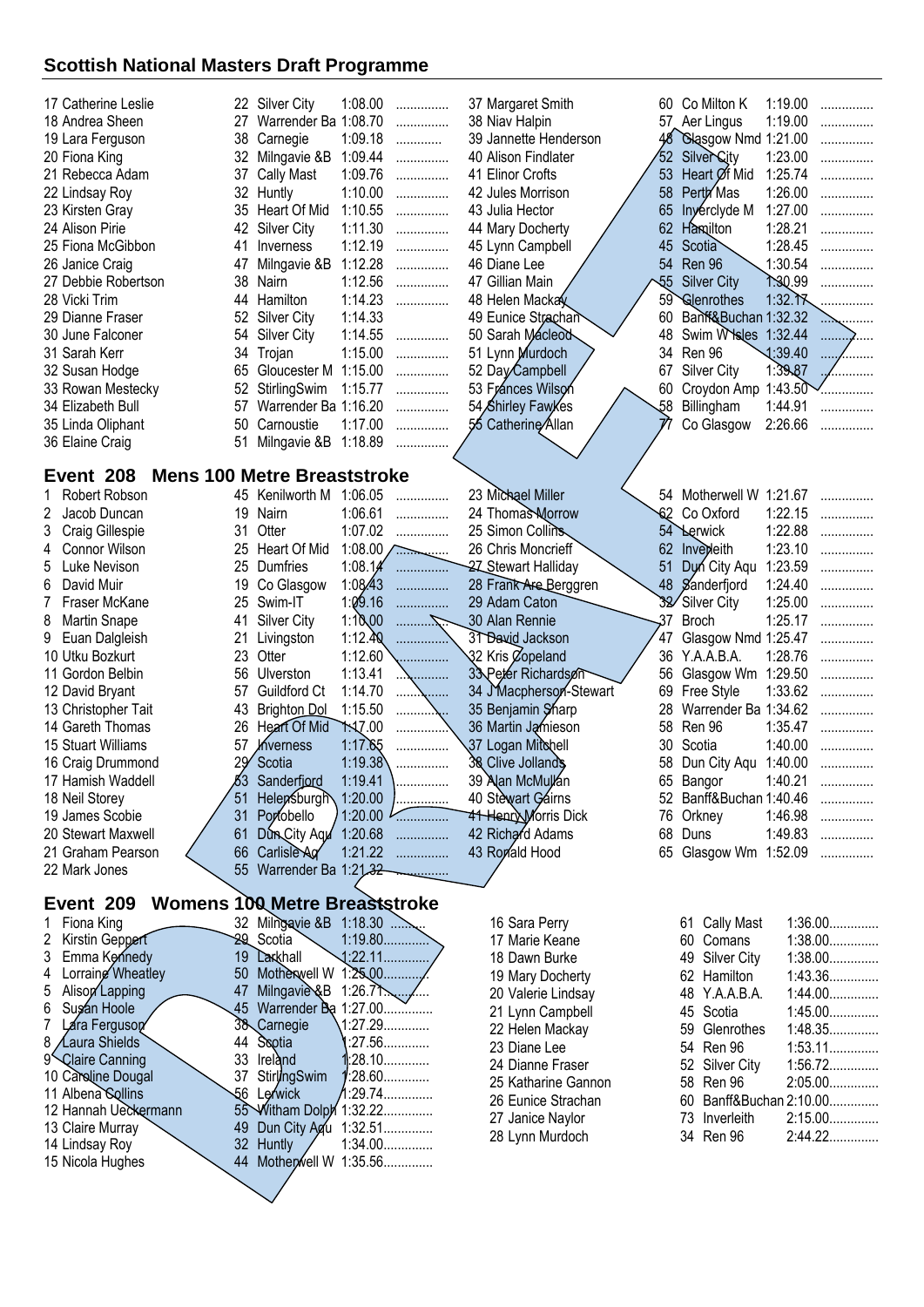## Scottish National Masters Draft Programme

| No. | Name | Age | Club | Time |
|---|---|---|---|---|
| 17 | Catherine Leslie | 22 | Silver City | 1:08.00 |
| 18 | Andrea Sheen | 27 | Warrender Ba | 1:08.70 |
| 19 | Lara Ferguson | 38 | Carnegie | 1:09.18 |
| 20 | Fiona King | 32 | Milngavie &B | 1:09.44 |
| 21 | Rebecca Adam | 37 | Cally Mast | 1:09.76 |
| 22 | Lindsay Roy | 32 | Huntly | 1:10.00 |
| 23 | Kirsten Gray | 35 | Heart Of Mid | 1:10.55 |
| 24 | Alison Pirie | 42 | Silver City | 1:11.30 |
| 25 | Fiona McGibbon | 41 | Inverness | 1:12.19 |
| 26 | Janice Craig | 47 | Milngavie &B | 1:12.28 |
| 27 | Debbie Robertson | 38 | Nairn | 1:12.56 |
| 28 | Vicki Trim | 44 | Hamilton | 1:14.23 |
| 29 | Dianne Fraser | 52 | Silver City | 1:14.33 |
| 30 | June Falconer | 54 | Silver City | 1:14.55 |
| 31 | Sarah Kerr | 34 | Trojan | 1:15.00 |
| 32 | Susan Hodge | 65 | Gloucester M | 1:15.00 |
| 33 | Rowan Mestecky | 52 | StirlingSwim | 1:15.77 |
| 34 | Elizabeth Bull | 57 | Warrender Ba | 1:16.20 |
| 35 | Linda Oliphant | 50 | Carnoustie | 1:17.00 |
| 36 | Elaine Craig | 51 | Milngavie &B | 1:18.89 |
| 37 | Margaret Smith | 60 | Co Milton K | 1:19.00 |
| 38 | Niav Halpin | 57 | Aer Lingus | 1:19.00 |
| 39 | Jannette Henderson | 48 | Glasgow Nmd | 1:21.00 |
| 40 | Alison Findlater | 52 | Silver City | 1:23.00 |
| 41 | Elinor Crofts | 53 | Heart Of Mid | 1:25.74 |
| 42 | Jules Morrison | 58 | Perth Mas | 1:26.00 |
| 43 | Julia Hector | 65 | Inverclyde M | 1:27.00 |
| 44 | Mary Docherty | 62 | Hamilton | 1:28.21 |
| 45 | Lynn Campbell | 45 | Scotia | 1:28.45 |
| 46 | Diane Lee | 54 | Ren 96 | 1:30.54 |
| 47 | Gillian Main | 55 | Silver City | 1:30.99 |
| 48 | Helen Mackay | 59 | Glenrothes | 1:32.17 |
| 49 | Eunice Strachan | 60 | Banff&Buchan | 1:32.32 |
| 50 | Sarah Macleod | 48 | Swim W Isles | 1:32.44 |
| 51 | Lynn Murdoch | 34 | Ren 96 | 1:39.40 |
| 52 | Day Campbell | 67 | Silver City | 1:39.87 |
| 53 | Frances Wilson | 60 | Croydon Amp | 1:43.50 |
| 54 | Shirley Fawkes | 58 | Billingham | 1:44.91 |
| 55 | Catherine Allan | 77 | Co Glasgow | 2:26.66 |

## Event 208 Mens 100 Metre Breaststroke

| No. | Name | Age | Club | Time |
|---|---|---|---|---|
| 1 | Robert Robson | 45 | Kenilworth M | 1:06.05 |
| 2 | Jacob Duncan | 19 | Nairn | 1:06.61 |
| 3 | Craig Gillespie | 31 | Otter | 1:07.02 |
| 4 | Connor Wilson | 25 | Heart Of Mid | 1:08.00 |
| 5 | Luke Nevison | 25 | Dumfries | 1:08.14 |
| 6 | David Muir | 19 | Co Glasgow | 1:08.43 |
| 7 | Fraser McKane | 25 | Swim-IT | 1:09.16 |
| 8 | Martin Snape | 41 | Silver City | 1:10.00 |
| 9 | Euan Dalgleish | 21 | Livingston | 1:12.40 |
| 10 | Utku Bozkurt | 23 | Otter | 1:12.60 |
| 11 | Gordon Belbin | 56 | Ulverston | 1:13.41 |
| 12 | David Bryant | 57 | Guildford Ct | 1:14.70 |
| 13 | Christopher Tait | 43 | Brighton Dol | 1:15.50 |
| 14 | Gareth Thomas | 26 | Heart Of Mid | 1:17.00 |
| 15 | Stuart Williams | 57 | Inverness | 1:17.65 |
| 16 | Craig Drummond | 29 | Scotia | 1:19.38 |
| 17 | Hamish Waddell | 63 | Sanderfjord | 1:19.41 |
| 18 | Neil Storey | 51 | Helensburgh | 1:20.00 |
| 19 | James Scobie | 31 | Portobello | 1:20.00 |
| 20 | Stewart Maxwell | 61 | Dun City Aqu | 1:20.68 |
| 21 | Graham Pearson | 66 | Carlisle Aq | 1:21.22 |
| 22 | Mark Jones | 55 | Warrender Ba | 1:21.32 |
| 23 | Michael Miller | 54 | Motherwell W | 1:21.67 |
| 24 | Thomas Morrow | 62 | Co Oxford | 1:22.15 |
| 25 | Simon Collins | 54 | Lerwick | 1:22.88 |
| 26 | Chris Moncrieff | 62 | Inverleith | 1:23.10 |
| 27 | Stewart Halliday | 51 | Dun City Aqu | 1:23.59 |
| 28 | Frank Are Berggren | 48 | Sanderfjord | 1:24.40 |
| 29 | Adam Caton | 32 | Silver City | 1:25.00 |
| 30 | Alan Rennie | 37 | Broch | 1:25.17 |
| 31 | David Jackson | 47 | Glasgow Nmd | 1:25.47 |
| 32 | Kris Copeland | 36 | Y.A.A.B.A. | 1:28.76 |
| 33 | Peter Richardson | 56 | Glasgow Wm | 1:29.50 |
| 34 | J Macpherson-Stewart | 69 | Free Style | 1:33.62 |
| 35 | Benjamin Sharp | 28 | Warrender Ba | 1:34.62 |
| 36 | Martin Jamieson | 58 | Ren 96 | 1:35.47 |
| 37 | Logan Mitchell | 30 | Scotia | 1:40.00 |
| 38 | Clive Jollands | 58 | Dun City Aqu | 1:40.00 |
| 39 | Alan McMullan | 65 | Bangor | 1:40.21 |
| 40 | Stewart Gairns | 52 | Banff&Buchan | 1:40.46 |
| 41 | Henry Morris Dick | 76 | Orkney | 1:46.98 |
| 42 | Richard Adams | 68 | Duns | 1:49.83 |
| 43 | Ronald Hood | 65 | Glasgow Wm | 1:52.09 |

## Event 209 Womens 100 Metre Breaststroke

| No. | Name | Age | Club | Time |
|---|---|---|---|---|
| 1 | Fiona King | 32 | Milngavie &B | 1:18.30 |
| 2 | Kirstin Geppert | 29 | Scotia | 1:19.80 |
| 3 | Emma Kennedy | 19 | Larkhall | 1:22.11 |
| 4 | Lorraine Wheatley | 50 | Motherwell W | 1:25.00 |
| 5 | Alison Lapping | 47 | Milngavie &B | 1:26.71 |
| 6 | Susan Hoole | 45 | Warrender Ba | 1:27.00 |
| 7 | Lara Ferguson | 38 | Carnegie | 1:27.29 |
| 8 | Laura Shields | 44 | Scotia | 1:27.56 |
| 9 | Claire Canning | 33 | Ireland | 1:28.10 |
| 10 | Caroline Dougal | 37 | StirlingSwim | 1:28.60 |
| 11 | Albena Collins | 56 | Lerwick | 1:29.74 |
| 12 | Hannah Ueckermann | 55 | Witham Dolph | 1:32.22 |
| 13 | Claire Murray | 49 | Dun City Aqu | 1:32.51 |
| 14 | Lindsay Roy | 32 | Huntly | 1:34.00 |
| 15 | Nicola Hughes | 44 | Motherwell W | 1:35.56 |
| 16 | Sara Perry | 61 | Cally Mast | 1:36.00 |
| 17 | Marie Keane | 60 | Comans | 1:38.00 |
| 18 | Dawn Burke | 49 | Silver City | 1:38.00 |
| 19 | Mary Docherty | 62 | Hamilton | 1:43.36 |
| 20 | Valerie Lindsay | 48 | Y.A.A.B.A. | 1:44.00 |
| 21 | Lynn Campbell | 45 | Scotia | 1:45.00 |
| 22 | Helen Mackay | 59 | Glenrothes | 1:48.35 |
| 23 | Diane Lee | 54 | Ren 96 | 1:53.11 |
| 24 | Dianne Fraser | 52 | Silver City | 1:56.72 |
| 25 | Katharine Gannon | 58 | Ren 96 | 2:05.00 |
| 26 | Eunice Strachan | 60 | Banff&Buchan | 2:10.00 |
| 27 | Janice Naylor | 73 | Inverleith | 2:15.00 |
| 28 | Lynn Murdoch | 34 | Ren 96 | 2:44.22 |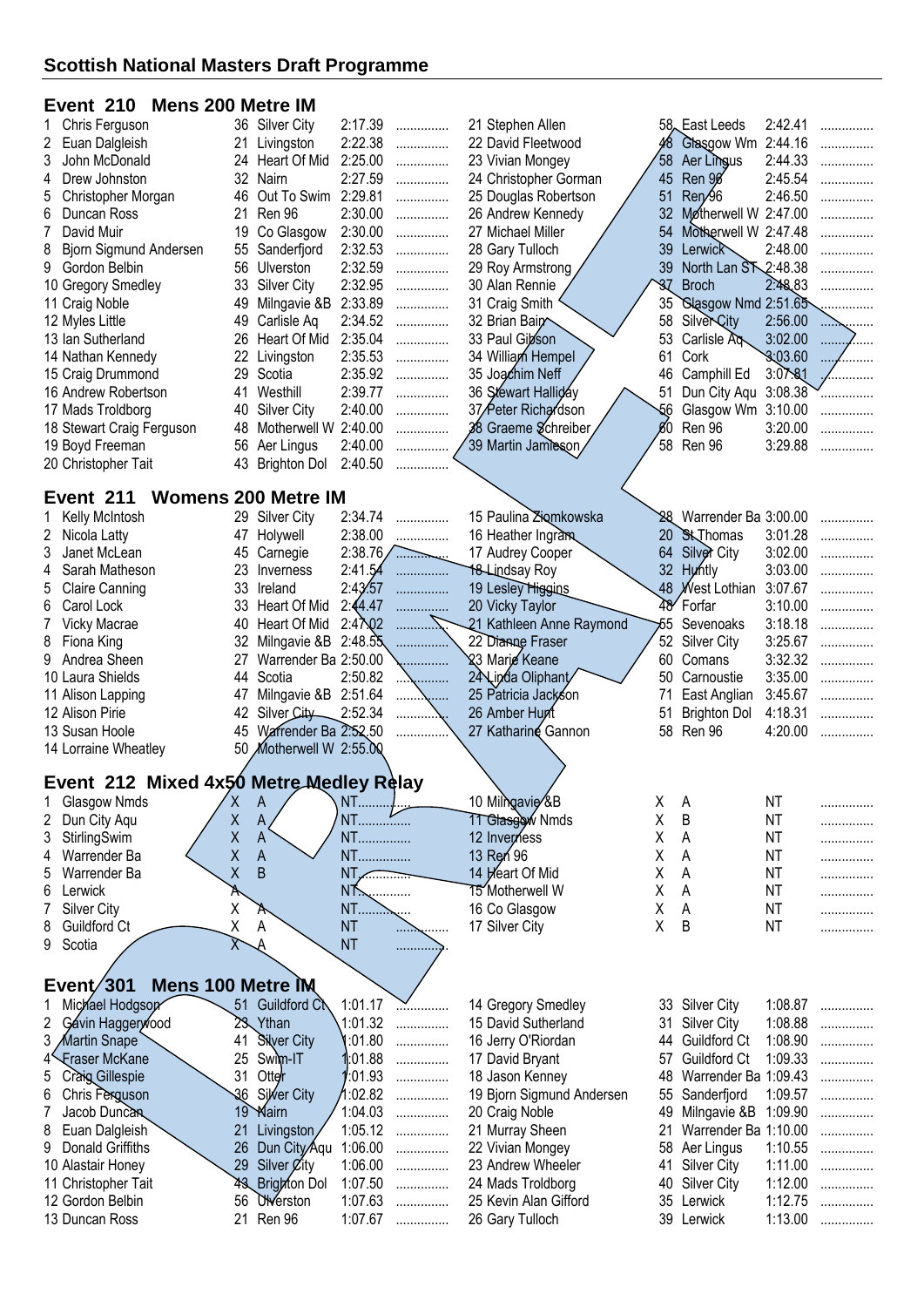## Scottish National Masters Draft Programme

### Event 210 Mens 200 Metre IM

| # | Name | Age | Club | Time | |
|---|---|---|---|---|---|
| 1 | Chris Ferguson | 36 | Silver City | 2:17.39 | ............... |
| 2 | Euan Dalgleish | 21 | Livingston | 2:22.38 | ............... |
| 3 | John McDonald | 24 | Heart Of Mid | 2:25.00 | ............... |
| 4 | Drew Johnston | 32 | Nairn | 2:27.59 | ............... |
| 5 | Christopher Morgan | 46 | Out To Swim | 2:29.81 | ............... |
| 6 | Duncan Ross | 21 | Ren 96 | 2:30.00 | ............... |
| 7 | David Muir | 19 | Co Glasgow | 2:30.00 | ............... |
| 8 | Bjorn Sigmund Andersen | 55 | Sanderfjord | 2:32.53 | ............... |
| 9 | Gordon Belbin | 56 | Ulverston | 2:32.59 | ............... |
| 10 | Gregory Smedley | 33 | Silver City | 2:32.95 | ............... |
| 11 | Craig Noble | 49 | Milngavie &B | 2:33.89 | ............... |
| 12 | Myles Little | 49 | Carlisle Aq | 2:34.52 | ............... |
| 13 | Ian Sutherland | 26 | Heart Of Mid | 2:35.04 | ............... |
| 14 | Nathan Kennedy | 22 | Livingston | 2:35.53 | ............... |
| 15 | Craig Drummond | 29 | Scotia | 2:35.92 | ............... |
| 16 | Andrew Robertson | 41 | Westhill | 2:39.77 | ............... |
| 17 | Mads Troldborg | 40 | Silver City | 2:40.00 | ............... |
| 18 | Stewart Craig Ferguson | 48 | Motherwell W | 2:40.00 | ............... |
| 19 | Boyd Freeman | 56 | Aer Lingus | 2:40.00 | ............... |
| 20 | Christopher Tait | 43 | Brighton Dol | 2:40.50 | ............... |
| 21 | Stephen Allen | 58 | East Leeds | 2:42.41 | ............... |
| 22 | David Fleetwood | 48 | Glasgow Wm | 2:44.16 | ............... |
| 23 | Vivian Mongey | 58 | Aer Lingus | 2:44.33 | ............... |
| 24 | Christopher Gorman | 45 | Ren 96 | 2:45.54 | ............... |
| 25 | Douglas Robertson | 51 | Ren 96 | 2:46.50 | ............... |
| 26 | Andrew Kennedy | 32 | Motherwell W | 2:47.00 | ............... |
| 27 | Michael Miller | 54 | Motherwell W | 2:47.48 | ............... |
| 28 | Gary Tulloch | 39 | Lerwick | 2:48.00 | ............... |
| 29 | Roy Armstrong | 39 | North Lan ST | 2:48.38 | ............... |
| 30 | Alan Rennie | 37 | Broch | 2:48.83 | ............... |
| 31 | Craig Smith | 35 | Glasgow Nmd | 2:51.65 | ............... |
| 32 | Brian Bain | 58 | Silver City | 2:56.00 | ............... |
| 33 | Paul Gibson | 53 | Carlisle Aq | 3:02.00 | ............... |
| 34 | William Hempel | 61 | Cork | 3:03.60 | ............... |
| 35 | Joachim Neff | 46 | Camphill Ed | 3:07.81 | ............... |
| 36 | Stewart Halliday | 51 | Dun City Aqu | 3:08.38 | ............... |
| 37 | Peter Richardson | 56 | Glasgow Wm | 3:10.00 | ............... |
| 38 | Graeme Schreiber | 60 | Ren 96 | 3:20.00 | ............... |
| 39 | Martin Jamieson | 58 | Ren 96 | 3:29.88 | ............... |

### Event 211 Womens 200 Metre IM

| # | Name | Age | Club | Time | |
|---|---|---|---|---|---|
| 1 | Kelly McIntosh | 29 | Silver City | 2:34.74 | ............... |
| 2 | Nicola Latty | 47 | Holywell | 2:38.00 | ............... |
| 3 | Janet McLean | 45 | Carnegie | 2:38.76 | ............... |
| 4 | Sarah Matheson | 23 | Inverness | 2:41.54 | ............... |
| 5 | Claire Canning | 33 | Ireland | 2:43.57 | ............... |
| 6 | Carol Lock | 33 | Heart Of Mid | 2:44.47 | ............... |
| 7 | Vicky Macrae | 40 | Heart Of Mid | 2:47.02 | ............... |
| 8 | Fiona King | 32 | Milngavie &B | 2:48.55 | ............... |
| 9 | Andrea Sheen | 27 | Warrender Ba | 2:50.00 | ............... |
| 10 | Laura Shields | 44 | Scotia | 2:50.82 | ............... |
| 11 | Alison Lapping | 47 | Milngavie &B | 2:51.64 | ............... |
| 12 | Alison Pirie | 42 | Silver City | 2:52.34 | ............... |
| 13 | Susan Hoole | 45 | Warrender Ba | 2:52.50 | ............... |
| 14 | Lorraine Wheatley | 50 | Motherwell W | 2:55.00 | |
| 15 | Paulina Ziomkowska | 28 | Warrender Ba | 3:00.00 | ............... |
| 16 | Heather Ingram | 20 | St Thomas | 3:01.28 | ............... |
| 17 | Audrey Cooper | 64 | Silver City | 3:02.00 | ............... |
| 18 | Lindsay Roy | 32 | Huntly | 3:03.00 | ............... |
| 19 | Lesley Higgins | 48 | West Lothian | 3:07.67 | ............... |
| 20 | Vicky Taylor | 48 | Forfar | 3:10.00 | ............... |
| 21 | Kathleen Anne Raymond | 55 | Sevenoaks | 3:18.18 | ............... |
| 22 | Dianne Fraser | 52 | Silver City | 3:25.67 | ............... |
| 23 | Marie Keane | 60 | Comans | 3:32.32 | ............... |
| 24 | Linda Oliphant | 50 | Carnoustie | 3:35.00 | ............... |
| 25 | Patricia Jackson | 71 | East Anglian | 3:45.67 | ............... |
| 26 | Amber Hunt | 51 | Brighton Dol | 4:18.31 | ............... |
| 27 | Katharine Gannon | 58 | Ren 96 | 4:20.00 | ............... |

### Event 212 Mixed 4x50 Metre Medley Relay

| # | Team | | | Time | |
|---|---|---|---|---|---|
| 1 | Glasgow Nmds | X | A | NT | ............... |
| 2 | Dun City Aqu | X | A | NT | ............... |
| 3 | StirlingSwim | X | A | NT | ............... |
| 4 | Warrender Ba | X | A | NT | ............... |
| 5 | Warrender Ba | X | B | NT | ............... |
| 6 | Lerwick | X | A | NT | ............... |
| 7 | Silver City | X | A | NT | ............... |
| 8 | Guildford Ct | X | A | NT | ............... |
| 9 | Scotia | X | A | NT | ............... |
| 10 | Milngavie &B | X | A | NT | ............... |
| 11 | Glasgow Nmds | X | B | NT | ............... |
| 12 | Inverness | X | A | NT | ............... |
| 13 | Ren 96 | X | A | NT | ............... |
| 14 | Heart Of Mid | X | A | NT | ............... |
| 15 | Motherwell W | X | A | NT | ............... |
| 16 | Co Glasgow | X | A | NT | ............... |
| 17 | Silver City | X | B | NT | ............... |

### Event 301 Mens 100 Metre IM

| # | Name | Age | Club | Time | |
|---|---|---|---|---|---|
| 1 | Michael Hodgson | 51 | Guildford Ct | 1:01.17 | ............... |
| 2 | Gavin Haggerwood | 23 | Ythan | 1:01.32 | ............... |
| 3 | Martin Snape | 41 | Silver City | 1:01.80 | ............... |
| 4 | Fraser McKane | 25 | Swim-IT | 1:01.88 | ............... |
| 5 | Craig Gillespie | 31 | Otter | 1:01.93 | ............... |
| 6 | Chris Ferguson | 36 | Silver City | 1:02.82 | ............... |
| 7 | Jacob Duncan | 19 | Nairn | 1:04.03 | ............... |
| 8 | Euan Dalgleish | 21 | Livingston | 1:05.12 | ............... |
| 9 | Donald Griffiths | 26 | Dun City Aqu | 1:06.00 | ............... |
| 10 | Alastair Honey | 29 | Silver City | 1:06.00 | ............... |
| 11 | Christopher Tait | 43 | Brighton Dol | 1:07.50 | ............... |
| 12 | Gordon Belbin | 56 | Ulverston | 1:07.63 | ............... |
| 13 | Duncan Ross | 21 | Ren 96 | 1:07.67 | ............... |
| 14 | Gregory Smedley | 33 | Silver City | 1:08.87 | ............... |
| 15 | David Sutherland | 31 | Silver City | 1:08.88 | ............... |
| 16 | Jerry O'Riordan | 44 | Guildford Ct | 1:08.90 | ............... |
| 17 | David Bryant | 57 | Guildford Ct | 1:09.33 | ............... |
| 18 | Jason Kenney | 48 | Warrender Ba | 1:09.43 | ............... |
| 19 | Bjorn Sigmund Andersen | 55 | Sanderfjord | 1:09.57 | ............... |
| 20 | Craig Noble | 49 | Milngavie &B | 1:09.90 | ............... |
| 21 | Murray Sheen | 21 | Warrender Ba | 1:10.00 | ............... |
| 22 | Vivian Mongey | 58 | Aer Lingus | 1:10.55 | ............... |
| 23 | Andrew Wheeler | 41 | Silver City | 1:11.00 | ............... |
| 24 | Mads Troldborg | 40 | Silver City | 1:12.00 | ............... |
| 25 | Kevin Alan Gifford | 35 | Lerwick | 1:12.75 | ............... |
| 26 | Gary Tulloch | 39 | Lerwick | 1:13.00 | ............... |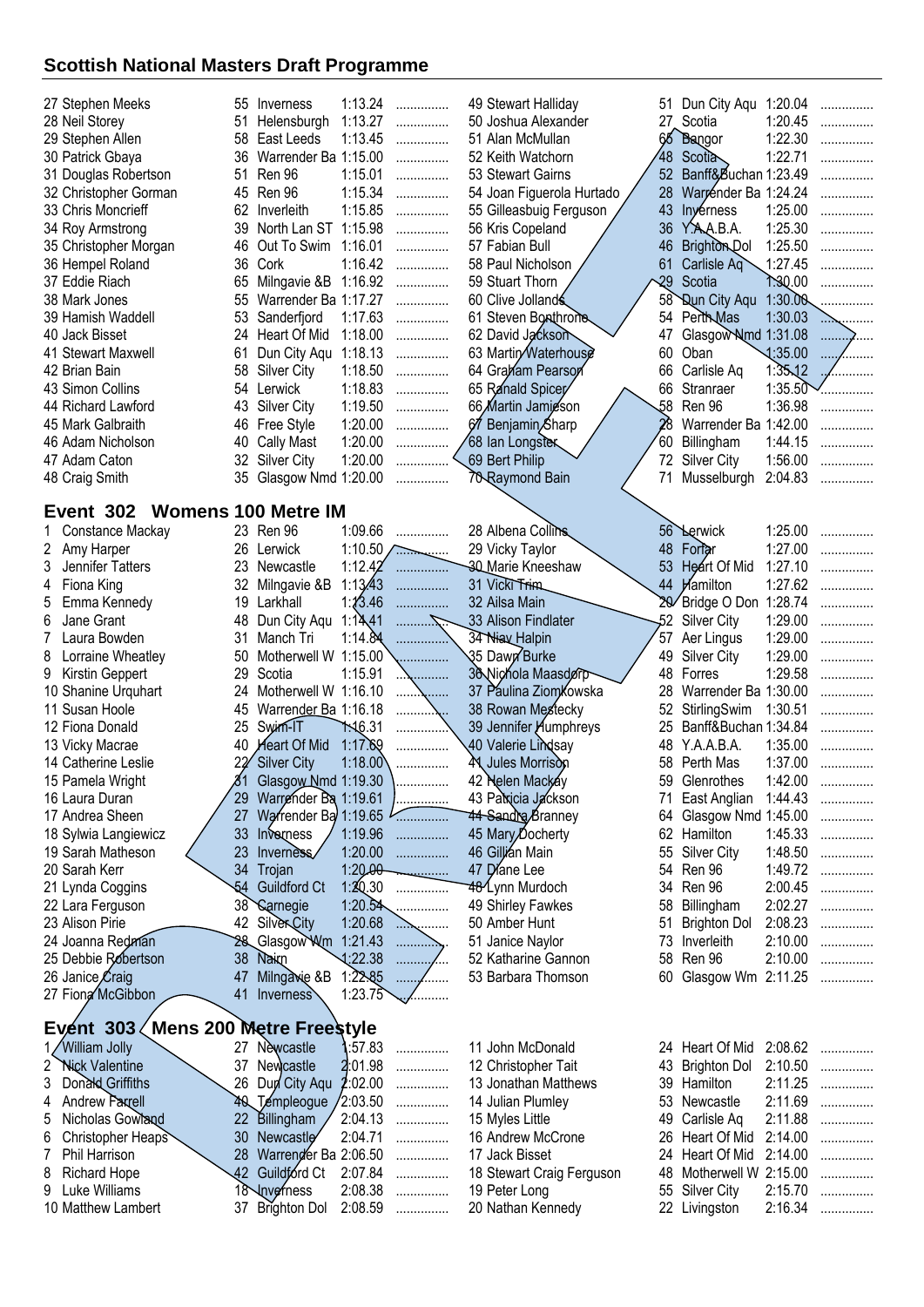## Scottish National Masters Draft Programme

| No. | Name | Age | Club | Time | |
|---|---|---|---|---|---|
| 27 | Stephen Meeks | 55 | Inverness | 1:13.24 | ............... |
| 28 | Neil Storey | 51 | Helensburgh | 1:13.27 | ............... |
| 29 | Stephen Allen | 58 | East Leeds | 1:13.45 | ............... |
| 30 | Patrick Gbaya | 36 | Warrender Ba | 1:15.00 | ............... |
| 31 | Douglas Robertson | 51 | Ren 96 | 1:15.01 | ............... |
| 32 | Christopher Gorman | 45 | Ren 96 | 1:15.34 | ............... |
| 33 | Chris Moncrieff | 62 | Inverleith | 1:15.85 | ............... |
| 34 | Roy Armstrong | 39 | North Lan ST | 1:15.98 | ............... |
| 35 | Christopher Morgan | 46 | Out To Swim | 1:16.01 | ............... |
| 36 | Hempel Roland | 36 | Cork | 1:16.42 | ............... |
| 37 | Eddie Riach | 65 | Milngavie &B | 1:16.92 | ............... |
| 38 | Mark Jones | 55 | Warrender Ba | 1:17.27 | ............... |
| 39 | Hamish Waddell | 53 | Sanderfjord | 1:17.63 | ............... |
| 40 | Jack Bisset | 24 | Heart Of Mid | 1:18.00 | ............... |
| 41 | Stewart Maxwell | 61 | Dun City Aqu | 1:18.13 | ............... |
| 42 | Brian Bain | 58 | Silver City | 1:18.50 | ............... |
| 43 | Simon Collins | 54 | Lerwick | 1:18.83 | ............... |
| 44 | Richard Lawford | 43 | Silver City | 1:19.50 | ............... |
| 45 | Mark Galbraith | 46 | Free Style | 1:20.00 | ............... |
| 46 | Adam Nicholson | 40 | Cally Mast | 1:20.00 | ............... |
| 47 | Adam Caton | 32 | Silver City | 1:20.00 | ............... |
| 48 | Craig Smith | 35 | Glasgow Nmd | 1:20.00 | ............... |
| 49 | Stewart Halliday | 51 | Dun City Aqu | 1:20.04 | ............... |
| 50 | Joshua Alexander | 27 | Scotia | 1:20.45 | ............... |
| 51 | Alan McMullan | 65 | Bangor | 1:22.30 | ............... |
| 52 | Keith Watchorn | 48 | Scotia | 1:22.71 | ............... |
| 53 | Stewart Gairns | 52 | Banff&Buchan | 1:23.49 | ............... |
| 54 | Joan Figuerola Hurtado | 28 | Warrender Ba | 1:24.24 | ............... |
| 55 | Gilleasbuig Ferguson | 43 | Inverness | 1:25.00 | ............... |
| 56 | Kris Copeland | 36 | Y.A.A.B.A. | 1:25.30 | ............... |
| 57 | Fabian Bull | 46 | Brighton Dol | 1:25.50 | ............... |
| 58 | Paul Nicholson | 61 | Carlisle Aq | 1:27.45 | ............... |
| 59 | Stuart Thorn | 29 | Scotia | 1:30.00 | ............... |
| 60 | Clive Jollands | 58 | Dun City Aqu | 1:30.00 | ............... |
| 61 | Steven Bonthrone | 54 | Perth Mas | 1:30.03 | ............... |
| 62 | David Jackson | 47 | Glasgow Nmd | 1:31.08 | ............... |
| 63 | Martin Waterhouse | 60 | Oban | 1:35.00 | ............... |
| 64 | Graham Pearson | 66 | Carlisle Aq | 1:35.12 | ............... |
| 65 | Ranald Spicer | 66 | Stranraer | 1:35.50 | ............... |
| 66 | Martin Jamieson | 58 | Ren 96 | 1:36.98 | ............... |
| 67 | Benjamin Sharp | 28 | Warrender Ba | 1:42.00 | ............... |
| 68 | Ian Longster | 60 | Billingham | 1:44.15 | ............... |
| 69 | Bert Philip | 72 | Silver City | 1:56.00 | ............... |
| 70 | Raymond Bain | 71 | Musselburgh | 2:04.83 | ............... |

### Event 302 Womens 100 Metre IM

| No. | Name | Age | Club | Time | |
|---|---|---|---|---|---|
| 1 | Constance Mackay | 23 | Ren 96 | 1:09.66 | ............... |
| 2 | Amy Harper | 26 | Lerwick | 1:10.50 | ............... |
| 3 | Jennifer Tatters | 23 | Newcastle | 1:12.42 | ............... |
| 4 | Fiona King | 32 | Milngavie &B | 1:13.43 | ............... |
| 5 | Emma Kennedy | 19 | Larkhall | 1:13.46 | ............... |
| 6 | Jane Grant | 48 | Dun City Aqu | 1:14.41 | ............... |
| 7 | Laura Bowden | 31 | Manch Tri | 1:14.84 | ............... |
| 8 | Lorraine Wheatley | 50 | Motherwell W | 1:15.00 | ............... |
| 9 | Kirstin Geppert | 29 | Scotia | 1:15.91 | ............... |
| 10 | Shanine Urquhart | 24 | Motherwell W | 1:16.10 | ............... |
| 11 | Susan Hoole | 45 | Warrender Ba | 1:16.18 | ............... |
| 12 | Fiona Donald | 25 | Swim-IT | 1:16.31 | ............... |
| 13 | Vicky Macrae | 40 | Heart Of Mid | 1:17.69 | ............... |
| 14 | Catherine Leslie | 22 | Silver City | 1:18.00 | ............... |
| 15 | Pamela Wright | 31 | Glasgow Nmd | 1:19.30 | ............... |
| 16 | Laura Duran | 29 | Warrender Ba | 1:19.61 | ............... |
| 17 | Andrea Sheen | 27 | Warrender Ba | 1:19.65 | ............... |
| 18 | Sylwia Langiewicz | 33 | Inverness | 1:19.96 | ............... |
| 19 | Sarah Matheson | 23 | Inverness | 1:20.00 | ............... |
| 20 | Sarah Kerr | 34 | Trojan | 1:20.00 | ............... |
| 21 | Lynda Coggins | 54 | Guildford Ct | 1:20.30 | ............... |
| 22 | Lara Ferguson | 38 | Carnegie | 1:20.54 | ............... |
| 23 | Alison Pirie | 42 | Silver City | 1:20.68 | ............... |
| 24 | Joanna Redman | 28 | Glasgow Wm | 1:21.43 | ............... |
| 25 | Debbie Robertson | 38 | Nairn | 1:22.38 | ............... |
| 26 | Janice Craig | 47 | Milngavie &B | 1:22.85 | ............... |
| 27 | Fiona McGibbon | 41 | Inverness | 1:23.75 | ............... |
| 28 | Albena Collins | 56 | Lerwick | 1:25.00 | ............... |
| 29 | Vicky Taylor | 48 | Forfar | 1:27.00 | ............... |
| 30 | Marie Kneeshaw | 53 | Heart Of Mid | 1:27.10 | ............... |
| 31 | Vicki Trim | 44 | Hamilton | 1:27.62 | ............... |
| 32 | Ailsa Main | 20 | Bridge O Don | 1:28.74 | ............... |
| 33 | Alison Findlater | 52 | Silver City | 1:29.00 | ............... |
| 34 | Niav Halpin | 57 | Aer Lingus | 1:29.00 | ............... |
| 35 | Dawn Burke | 49 | Silver City | 1:29.00 | ............... |
| 36 | Nichola Maasdorp | 48 | Forres | 1:29.58 | ............... |
| 37 | Paulina Ziomkowska | 28 | Warrender Ba | 1:30.00 | ............... |
| 38 | Rowan Mestecky | 52 | StirlingSwim | 1:30.51 | ............... |
| 39 | Jennifer Humphreys | 25 | Banff&Buchan | 1:34.84 | ............... |
| 40 | Valerie Lindsay | 48 | Y.A.A.B.A. | 1:35.00 | ............... |
| 41 | Jules Morrison | 58 | Perth Mas | 1:37.00 | ............... |
| 42 | Helen Mackay | 59 | Glenrothes | 1:42.00 | ............... |
| 43 | Patricia Jackson | 71 | East Anglian | 1:44.43 | ............... |
| 44 | Sandra Branney | 64 | Glasgow Nmd | 1:45.00 | ............... |
| 45 | Mary Docherty | 62 | Hamilton | 1:45.33 | ............... |
| 46 | Gillian Main | 55 | Silver City | 1:48.50 | ............... |
| 47 | Diane Lee | 54 | Ren 96 | 1:49.72 | ............... |
| 48 | Lynn Murdoch | 34 | Ren 96 | 2:00.45 | ............... |
| 49 | Shirley Fawkes | 58 | Billingham | 2:02.27 | ............... |
| 50 | Amber Hunt | 51 | Brighton Dol | 2:08.23 | ............... |
| 51 | Janice Naylor | 73 | Inverleith | 2:10.00 | ............... |
| 52 | Katharine Gannon | 58 | Ren 96 | 2:10.00 | ............... |
| 53 | Barbara Thomson | 60 | Glasgow Wm | 2:11.25 | ............... |

### Event 303 Mens 200 Metre Freestyle

| No. | Name | Age | Club | Time | |
|---|---|---|---|---|---|
| 1 | William Jolly | 27 | Newcastle | 1:57.83 | ............... |
| 2 | Nick Valentine | 37 | Newcastle | 2:01.98 | ............... |
| 3 | Donald Griffiths | 26 | Dun City Aqu | 2:02.00 | ............... |
| 4 | Andrew Farrell | 40 | Templeogue | 2:03.50 | ............... |
| 5 | Nicholas Gowland | 22 | Billingham | 2:04.13 | ............... |
| 6 | Christopher Heaps | 30 | Newcastle | 2:04.71 | ............... |
| 7 | Phil Harrison | 28 | Warrender Ba | 2:06.50 | ............... |
| 8 | Richard Hope | 42 | Guildford Ct | 2:07.84 | ............... |
| 9 | Luke Williams | 18 | Inverness | 2:08.38 | ............... |
| 10 | Matthew Lambert | 37 | Brighton Dol | 2:08.59 | ............... |
| 11 | John McDonald | 24 | Heart Of Mid | 2:08.62 | ............... |
| 12 | Christopher Tait | 43 | Brighton Dol | 2:10.50 | ............... |
| 13 | Jonathan Matthews | 39 | Hamilton | 2:11.25 | ............... |
| 14 | Julian Plumley | 53 | Newcastle | 2:11.69 | ............... |
| 15 | Myles Little | 49 | Carlisle Aq | 2:11.88 | ............... |
| 16 | Andrew McCrone | 26 | Heart Of Mid | 2:14.00 | ............... |
| 17 | Jack Bisset | 24 | Heart Of Mid | 2:14.00 | ............... |
| 18 | Stewart Craig Ferguson | 48 | Motherwell W | 2:15.00 | ............... |
| 19 | Peter Long | 55 | Silver City | 2:15.70 | ............... |
| 20 | Nathan Kennedy | 22 | Livingston | 2:16.34 | ............... |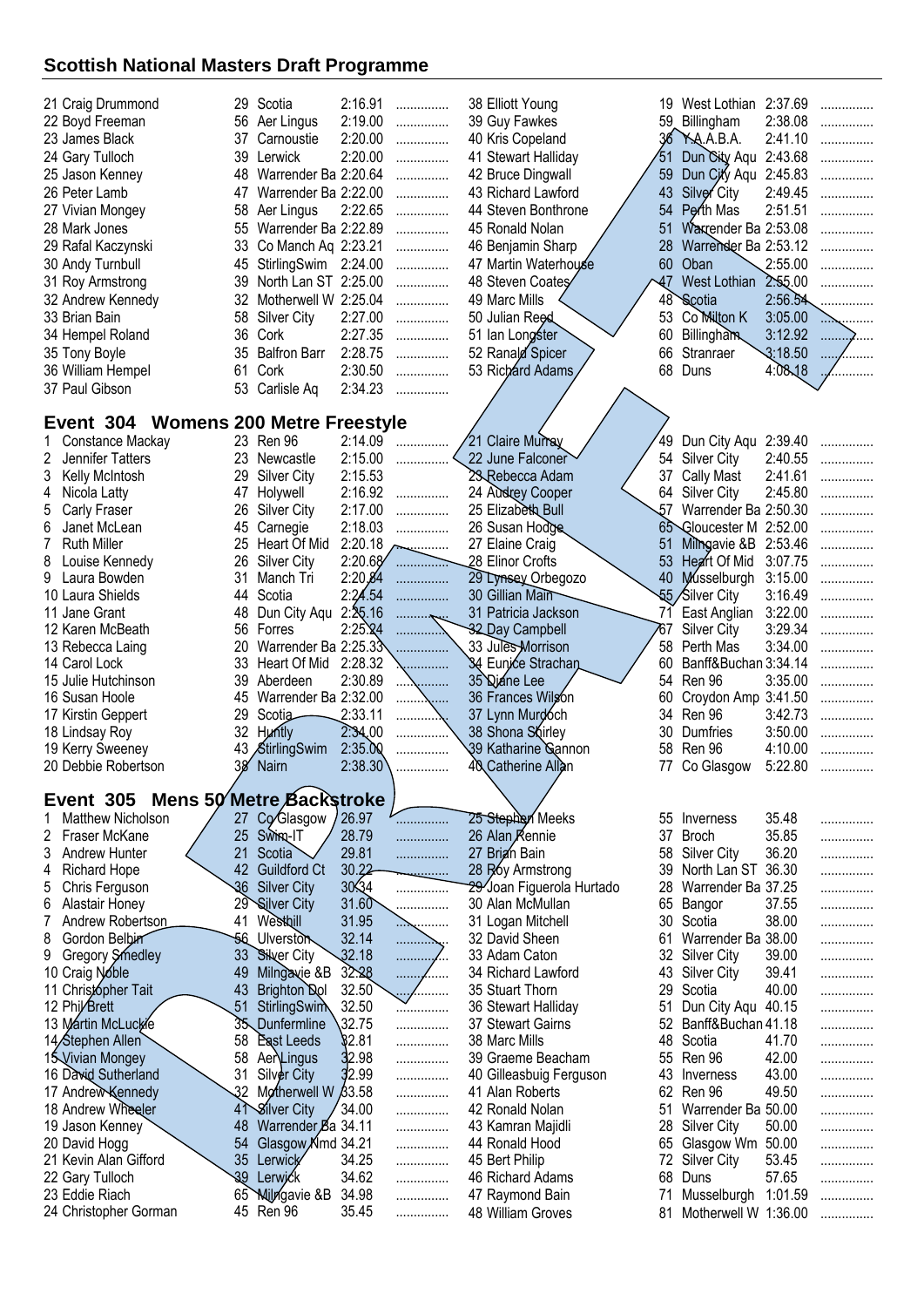## Scottish National Masters Draft Programme

| Name | Age | Club | Time | |
|---|---|---|---|---|
| 21 Craig Drummond | 29 | Scotia | 2:16.91 | ............... |
| 22 Boyd Freeman | 56 | Aer Lingus | 2:19.00 | ............... |
| 23 James Black | 37 | Carnoustie | 2:20.00 | ............... |
| 24 Gary Tulloch | 39 | Lerwick | 2:20.00 | ............... |
| 25 Jason Kenney | 48 | Warrender Ba | 2:20.64 | ............... |
| 26 Peter Lamb | 47 | Warrender Ba | 2:22.00 | ............... |
| 27 Vivian Mongey | 58 | Aer Lingus | 2:22.65 | ............... |
| 28 Mark Jones | 55 | Warrender Ba | 2:22.89 | ............... |
| 29 Rafal Kaczynski | 33 | Co Manch Aq | 2:23.21 | ............... |
| 30 Andy Turnbull | 45 | StirlingSwim | 2:24.00 | ............... |
| 31 Roy Armstrong | 39 | North Lan ST | 2:25.00 | ............... |
| 32 Andrew Kennedy | 32 | Motherwell W | 2:25.04 | ............... |
| 33 Brian Bain | 58 | Silver City | 2:27.00 | ............... |
| 34 Hempel Roland | 36 | Cork | 2:27.35 | ............... |
| 35 Tony Boyle | 35 | Balfron Barr | 2:28.75 | ............... |
| 36 William Hempel | 61 | Cork | 2:30.50 | ............... |
| 37 Paul Gibson | 53 | Carlisle Aq | 2:34.23 | ............... |
| 38 Elliott Young | 19 | West Lothian | 2:37.69 | ............... |
| 39 Guy Fawkes | 59 | Billingham | 2:38.08 | ............... |
| 40 Kris Copeland | 36 | Y.A.A.B.A. | 2:41.10 | ............... |
| 41 Stewart Halliday | 51 | Dun City Aqu | 2:43.68 | ............... |
| 42 Bruce Dingwall | 59 | Dun City Aqu | 2:45.83 | ............... |
| 43 Richard Lawford | 43 | Silver City | 2:49.45 | ............... |
| 44 Steven Bonthrone | 54 | Perth Mas | 2:51.51 | ............... |
| 45 Ronald Nolan | 51 | Warrender Ba | 2:53.08 | ............... |
| 46 Benjamin Sharp | 28 | Warrender Ba | 2:53.12 | ............... |
| 47 Martin Waterhouse | 60 | Oban | 2:55.00 | ............... |
| 48 Steven Coates | 47 | West Lothian | 2:55.00 | ............... |
| 49 Marc Mills | 48 | Scotia | 2:56.54 | ............... |
| 50 Julian Reed | 53 | Co Milton K | 3:05.00 | ............... |
| 51 Ian Longster | 60 | Billingham | 3:12.92 | ............... |
| 52 Ranald Spicer | 66 | Stranraer | 3:18.50 | ............... |
| 53 Richard Adams | 68 | Duns | 4:08.18 | ............... |

### Event 304 Womens 200 Metre Freestyle

| Name | Age | Club | Time | |
|---|---|---|---|---|
| 1 Constance Mackay | 23 | Ren 96 | 2:14.09 | ............... |
| 2 Jennifer Tatters | 23 | Newcastle | 2:15.00 | ............... |
| 3 Kelly McIntosh | 29 | Silver City | 2:15.53 | ............... |
| 4 Nicola Latty | 47 | Holywell | 2:16.92 | ............... |
| 5 Carly Fraser | 26 | Silver City | 2:17.00 | ............... |
| 6 Janet McLean | 45 | Carnegie | 2:18.03 | ............... |
| 7 Ruth Miller | 25 | Heart Of Mid | 2:20.18 | ............... |
| 8 Louise Kennedy | 26 | Silver City | 2:20.68 | ............... |
| 9 Laura Bowden | 31 | Manch Tri | 2:20.84 | ............... |
| 10 Laura Shields | 44 | Scotia | 2:24.54 | ............... |
| 11 Jane Grant | 48 | Dun City Aqu | 2:25.16 | ............... |
| 12 Karen McBeath | 56 | Forres | 2:25.24 | ............... |
| 13 Rebecca Laing | 20 | Warrender Ba | 2:25.33 | ............... |
| 14 Carol Lock | 33 | Heart Of Mid | 2:28.32 | ............... |
| 15 Julie Hutchinson | 39 | Aberdeen | 2:30.89 | ............... |
| 16 Susan Hoole | 45 | Warrender Ba | 2:32.00 | ............... |
| 17 Kirstin Geppert | 29 | Scotia | 2:33.11 | ............... |
| 18 Lindsay Roy | 32 | Huntly | 2:34.00 | ............... |
| 19 Kerry Sweeney | 43 | StirlingSwim | 2:35.00 | ............... |
| 20 Debbie Robertson | 38 | Nairn | 2:38.30 | ............... |
| 21 Claire Murray | 49 | Dun City Aqu | 2:39.40 | ............... |
| 22 June Falconer | 54 | Silver City | 2:40.55 | ............... |
| 23 Rebecca Adam | 37 | Cally Mast | 2:41.61 | ............... |
| 24 Audrey Cooper | 64 | Silver City | 2:45.80 | ............... |
| 25 Elizabeth Bull | 57 | Warrender Ba | 2:50.30 | ............... |
| 26 Susan Hodge | 65 | Gloucester M | 2:52.00 | ............... |
| 27 Elaine Craig | 51 | Milngavie &B | 2:53.46 | ............... |
| 28 Elinor Crofts | 53 | Heart Of Mid | 3:07.75 | ............... |
| 29 Lynsey Orbegozo | 40 | Musselburgh | 3:15.00 | ............... |
| 30 Gillian Main | 55 | Silver City | 3:16.49 | ............... |
| 31 Patricia Jackson | 71 | East Anglian | 3:22.00 | ............... |
| 32 Day Campbell | 67 | Silver City | 3:29.34 | ............... |
| 33 Jules Morrison | 58 | Perth Mas | 3:34.00 | ............... |
| 34 Eunice Strachan | 60 | Banff&Buchan | 3:34.14 | ............... |
| 35 Diane Lee | 54 | Ren 96 | 3:35.00 | ............... |
| 36 Frances Wilson | 60 | Croydon Amp | 3:41.50 | ............... |
| 37 Lynn Murdoch | 34 | Ren 96 | 3:42.73 | ............... |
| 38 Shona Shirley | 30 | Dumfries | 3:50.00 | ............... |
| 39 Katharine Gannon | 58 | Ren 96 | 4:10.00 | ............... |
| 40 Catherine Allan | 77 | Co Glasgow | 5:22.80 | ............... |

### Event 305 Mens 50 Metre Backstroke

| Name | Age | Club | Time | |
|---|---|---|---|---|
| 1 Matthew Nicholson | 27 | Co Glasgow | 26.97 | ............... |
| 2 Fraser McKane | 25 | Swim-IT | 28.79 | ............... |
| 3 Andrew Hunter | 21 | Scotia | 29.81 | ............... |
| 4 Richard Hope | 42 | Guildford Ct | 30.22 | ............... |
| 5 Chris Ferguson | 36 | Silver City | 30.34 | ............... |
| 6 Alastair Honey | 29 | Silver City | 31.60 | ............... |
| 7 Andrew Robertson | 41 | Westhill | 31.95 | ............... |
| 8 Gordon Belbin | 56 | Ulverston | 32.14 | ............... |
| 9 Gregory Smedley | 33 | Silver City | 32.18 | ............... |
| 10 Craig Noble | 49 | Milngavie &B | 32.28 | ............... |
| 11 Christopher Tait | 43 | Brighton Dol | 32.50 | ............... |
| 12 Phil Brett | 51 | StirlingSwim | 32.50 | ............... |
| 13 Martin McLuckie | 35 | Dunfermline | 32.75 | ............... |
| 14 Stephen Allen | 58 | East Leeds | 32.81 | ............... |
| 15 Vivian Mongey | 58 | Aer Lingus | 32.98 | ............... |
| 16 David Sutherland | 31 | Silver City | 32.99 | ............... |
| 17 Andrew Kennedy | 32 | Motherwell W | 33.58 | ............... |
| 18 Andrew Wheeler | 41 | Silver City | 34.00 | ............... |
| 19 Jason Kenney | 48 | Warrender Ba | 34.11 | ............... |
| 20 David Hogg | 54 | Glasgow Nmd | 34.21 | ............... |
| 21 Kevin Alan Gifford | 35 | Lerwick | 34.25 | ............... |
| 22 Gary Tulloch | 39 | Lerwick | 34.62 | ............... |
| 23 Eddie Riach | 65 | Milngavie &B | 34.98 | ............... |
| 24 Christopher Gorman | 45 | Ren 96 | 35.45 | ............... |
| 25 Stephen Meeks | 55 | Inverness | 35.48 | ............... |
| 26 Alan Rennie | 37 | Broch | 35.85 | ............... |
| 27 Brian Bain | 58 | Silver City | 36.20 | ............... |
| 28 Roy Armstrong | 39 | North Lan ST | 36.30 | ............... |
| 29 Joan Figuerola Hurtado | 28 | Warrender Ba | 37.25 | ............... |
| 30 Alan McMullan | 65 | Bangor | 37.55 | ............... |
| 31 Logan Mitchell | 30 | Scotia | 38.00 | ............... |
| 32 David Sheen | 61 | Warrender Ba | 38.00 | ............... |
| 33 Adam Coton | 32 | Silver City | 39.00 | ............... |
| 34 Richard Lawford | 43 | Silver City | 39.41 | ............... |
| 35 Stuart Thorn | 29 | Scotia | 40.00 | ............... |
| 36 Stewart Halliday | 51 | Dun City Aqu | 40.15 | ............... |
| 37 Stewart Gairns | 52 | Banff&Buchan | 41.18 | ............... |
| 38 Marc Mills | 48 | Scotia | 41.70 | ............... |
| 39 Graeme Beacham | 55 | Ren 96 | 42.00 | ............... |
| 40 Gilleasbuig Ferguson | 43 | Inverness | 43.00 | ............... |
| 41 Alan Roberts | 62 | Ren 96 | 49.50 | ............... |
| 42 Ronald Nolan | 51 | Warrender Ba | 50.00 | ............... |
| 43 Kamran Majidli | 28 | Silver City | 50.00 | ............... |
| 44 Ronald Hood | 65 | Glasgow Wm | 50.00 | ............... |
| 45 Bert Philip | 72 | Silver City | 53.45 | ............... |
| 46 Richard Adams | 68 | Duns | 57.65 | ............... |
| 47 Raymond Bain | 71 | Musselburgh | 1:01.59 | ............... |
| 48 William Groves | 81 | Motherwell W | 1:36.00 | ............... |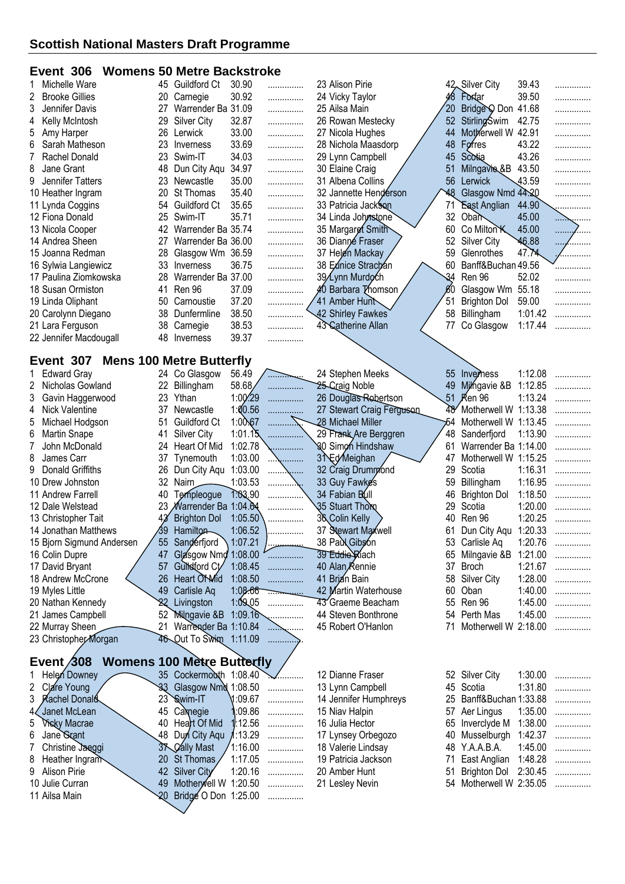## Scottish National Masters Draft Programme

### Event 306 Womens 50 Metre Backstroke

| # | Name | Age | Club | Time | |
|---|---|---|---|---|---|
| 1 | Michelle Ware | 45 | Guildford Ct | 30.90 | ............... |
| 2 | Brooke Gillies | 20 | Carnegie | 30.92 | ............... |
| 3 | Jennifer Davis | 27 | Warrender Ba | 31.09 | ............... |
| 4 | Kelly McIntosh | 29 | Silver City | 32.87 | ............... |
| 5 | Amy Harper | 26 | Lerwick | 33.00 | ............... |
| 6 | Sarah Matheson | 23 | Inverness | 33.69 | ............... |
| 7 | Rachel Donald | 23 | Swim-IT | 34.03 | ............... |
| 8 | Jane Grant | 48 | Dun City Aqu | 34.97 | ............... |
| 9 | Jennifer Tatters | 23 | Newcastle | 35.00 | ............... |
| 10 | Heather Ingram | 20 | St Thomas | 35.40 | ............... |
| 11 | Lynda Coggins | 54 | Guildford Ct | 35.65 | ............... |
| 12 | Fiona Donald | 25 | Swim-IT | 35.71 | ............... |
| 13 | Nicola Cooper | 42 | Warrender Ba | 35.74 | ............... |
| 14 | Andrea Sheen | 27 | Warrender Ba | 36.00 | ............... |
| 15 | Joanna Redman | 28 | Glasgow Wm | 36.59 | ............... |
| 16 | Sylwia Langiewicz | 33 | Inverness | 36.75 | ............... |
| 17 | Paulina Ziomkowska | 28 | Warrender Ba | 37.00 | ............... |
| 18 | Susan Ormiston | 41 | Ren 96 | 37.09 | ............... |
| 19 | Linda Oliphant | 50 | Carnoustie | 37.20 | ............... |
| 20 | Carolynn Diegano | 38 | Dunfermline | 38.50 | ............... |
| 21 | Lara Ferguson | 38 | Carnegie | 38.53 | ............... |
| 22 | Jennifer Macdougall | 48 | Inverness | 39.37 | ............... |
| 23 | Alison Pirie | 42 | Silver City | 39.43 | ............... |
| 24 | Vicky Taylor | 48 | Forfar | 39.50 | ............... |
| 25 | Ailsa Main | 20 | Bridge O Don | 41.68 | ............... |
| 26 | Rowan Mestecky | 52 | StirlingSwim | 42.75 | ............... |
| 27 | Nicola Hughes | 44 | Motherwell W | 42.91 | ............... |
| 28 | Nichola Maasdorp | 48 | Forres | 43.22 | ............... |
| 29 | Lynn Campbell | 45 | Scotia | 43.26 | ............... |
| 30 | Elaine Craig | 51 | Milngavie &B | 43.50 | ............... |
| 31 | Albena Collins | 56 | Lerwick | 43.59 | ............... |
| 32 | Jannette Henderson | 48 | Glasgow Nmd | 44.20 | ............... |
| 33 | Patricia Jackson | 71 | East Anglian | 44.90 | ............... |
| 34 | Linda Johnstone | 32 | Oban | 45.00 | ............... |
| 35 | Margaret Smith | 60 | Co Milton K | 45.00 | ............... |
| 36 | Dianne Fraser | 52 | Silver City | 46.88 | ............... |
| 37 | Helen Mackay | 59 | Glenrothes | 47.74 | ............... |
| 38 | Eunice Strachan | 60 | Banff&Buchan | 49.56 | ............... |
| 39 | Lynn Murdoch | 34 | Ren 96 | 52.02 | ............... |
| 40 | Barbara Thomson | 60 | Glasgow Wm | 55.18 | ............... |
| 41 | Amber Hunt | 51 | Brighton Dol | 59.00 | ............... |
| 42 | Shirley Fawkes | 58 | Billingham | 1:01.42 | ............... |
| 43 | Catherine Allan | 77 | Co Glasgow | 1:17.44 | ............... |

### Event 307 Mens 100 Metre Butterfly

| # | Name | Age | Club | Time | |
|---|---|---|---|---|---|
| 1 | Edward Gray | 24 | Co Glasgow | 56.49 | ............... |
| 2 | Nicholas Gowland | 22 | Billingham | 58.68 | ............... |
| 3 | Gavin Haggerwood | 23 | Ythan | 1:00.29 | ............... |
| 4 | Nick Valentine | 37 | Newcastle | 1:00.56 | ............... |
| 5 | Michael Hodgson | 51 | Guildford Ct | 1:00.67 | ............... |
| 6 | Martin Snape | 41 | Silver City | 1:01.15 | ............... |
| 7 | John McDonald | 24 | Heart Of Mid | 1:02.78 | ............... |
| 8 | James Carr | 37 | Tynemouth | 1:03.00 | ............... |
| 9 | Donald Griffiths | 26 | Dun City Aqu | 1:03.00 | ............... |
| 10 | Drew Johnston | 32 | Nairn | 1:03.53 | ............... |
| 11 | Andrew Farrell | 40 | Templeogue | 1:03.90 | ............... |
| 12 | Dale Welstead | 23 | Warrender Ba | 1:04.64 | ............... |
| 13 | Christopher Tait | 43 | Brighton Dol | 1:05.50 | ............... |
| 14 | Jonathan Matthews | 39 | Hamilton | 1:06.52 | ............... |
| 15 | Bjorn Sigmund Andersen | 55 | Sanderfjord | 1:07.21 | ............... |
| 16 | Colin Dupre | 47 | Glasgow Nmd | 1:08.00 | ............... |
| 17 | David Bryant | 57 | Guildford Ct | 1:08.45 | ............... |
| 18 | Andrew McCrone | 26 | Heart Of Mid | 1:08.50 | ............... |
| 19 | Myles Little | 49 | Carlisle Aq | 1:08.66 | ............... |
| 20 | Nathan Kennedy | 22 | Livingston | 1:09.05 | ............... |
| 21 | James Campbell | 52 | Milngavie &B | 1:09.16 | ............... |
| 22 | Murray Sheen | 21 | Warrender Ba | 1:10.84 | ............... |
| 23 | Christopher Morgan | 46 | Out To Swim | 1:11.09 | ............... |
| 24 | Stephen Meeks | 55 | Inverness | 1:12.08 | ............... |
| 25 | Craig Noble | 49 | Milngavie &B | 1:12.85 | ............... |
| 26 | Douglas Robertson | 51 | Ren 96 | 1:13.24 | ............... |
| 27 | Stewart Craig Ferguson | 48 | Motherwell W | 1:13.38 | ............... |
| 28 | Michael Miller | 54 | Motherwell W | 1:13.45 | ............... |
| 29 | Frank Are Berggren | 48 | Sanderfjord | 1:13.90 | ............... |
| 30 | Simon Hindshaw | 61 | Warrender Ba | 1:14.00 | ............... |
| 31 | Ed Meighan | 47 | Motherwell W | 1:15.25 | ............... |
| 32 | Craig Drummond | 29 | Scotia | 1:16.31 | ............... |
| 33 | Guy Fawkes | 59 | Billingham | 1:16.95 | ............... |
| 34 | Fabian Bull | 46 | Brighton Dol | 1:18.50 | ............... |
| 35 | Stuart Thom | 29 | Scotia | 1:20.00 | ............... |
| 36 | Colin Kelly | 40 | Ren 96 | 1:20.25 | ............... |
| 37 | Stewart Maxwell | 61 | Dun City Aqu | 1:20.33 | ............... |
| 38 | Paul Gibson | 53 | Carlisle Aq | 1:20.76 | ............... |
| 39 | Eddie Riach | 65 | Milngavie &B | 1:21.00 | ............... |
| 40 | Alan Rennie | 37 | Broch | 1:21.67 | ............... |
| 41 | Brian Bain | 58 | Silver City | 1:28.00 | ............... |
| 42 | Martin Waterhouse | 60 | Oban | 1:40.00 | ............... |
| 43 | Graeme Beacham | 55 | Ren 96 | 1:45.00 | ............... |
| 44 | Steven Bonthrone | 54 | Perth Mas | 1:45.00 | ............... |
| 45 | Robert O'Hanlon | 71 | Motherwell W | 2:18.00 | ............... |

### Event 308 Womens 100 Metre Butterfly

| # | Name | Age | Club | Time | |
|---|---|---|---|---|---|
| 1 | Helen Downey | 35 | Cockermouth | 1:08.40 | ............... |
| 2 | Clare Young | 33 | Glasgow Nmd | 1:08.50 | ............... |
| 3 | Rachel Donald | 23 | Swim-IT | 1:09.67 | ............... |
| 4 | Janet McLean | 45 | Carnegie | 1:09.86 | ............... |
| 5 | Vicky Macrae | 40 | Heart Of Mid | 1:12.56 | ............... |
| 6 | Jane Grant | 48 | Dun City Aqu | 1:13.29 | ............... |
| 7 | Christine Jaeggi | 37 | Cally Mast | 1:16.00 | ............... |
| 8 | Heather Ingram | 20 | St Thomas | 1:17.05 | ............... |
| 9 | Alison Pirie | 42 | Silver City | 1:20.16 | ............... |
| 10 | Julie Curran | 49 | Motherwell W | 1:20.50 | ............... |
| 11 | Ailsa Main | 20 | Bridge O Don | 1:25.00 | ............... |
| 12 | Dianne Fraser | 52 | Silver City | 1:30.00 | ............... |
| 13 | Lynn Campbell | 45 | Scotia | 1:31.80 | ............... |
| 14 | Jennifer Humphreys | 25 | Banff&Buchan | 1:33.88 | ............... |
| 15 | Niav Halpin | 57 | Aer Lingus | 1:35.00 | ............... |
| 16 | Julia Hector | 65 | Inverclyde M | 1:38.00 | ............... |
| 17 | Lynsey Orbegozo | 40 | Musselburgh | 1:42.37 | ............... |
| 18 | Valerie Lindsay | 48 | Y.A.A.B.A. | 1:45.00 | ............... |
| 19 | Patricia Jackson | 71 | East Anglian | 1:48.28 | ............... |
| 20 | Amber Hunt | 51 | Brighton Dol | 2:30.45 | ............... |
| 21 | Lesley Nevin | 54 | Motherwell W | 2:35.05 | ............... |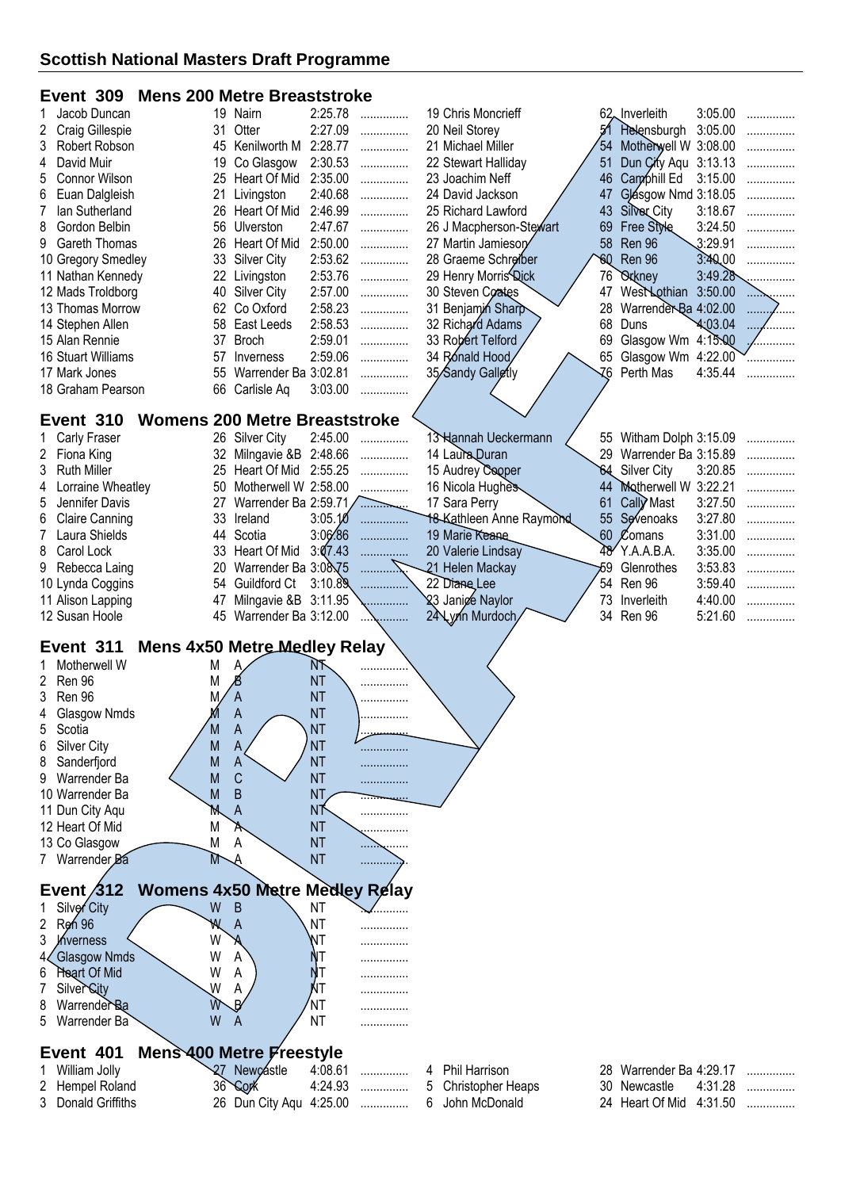## Scottish National Masters Draft Programme

### Event 309 Mens 200 Metre Breaststroke

| # | Name | Age | Club | Time | |
|---|---|---|---|---|---|
| 1 | Jacob Duncan | 19 | Nairn | 2:25.78 | ............... |
| 2 | Craig Gillespie | 31 | Otter | 2:27.09 | ............... |
| 3 | Robert Robson | 45 | Kenilworth M | 2:28.77 | ............... |
| 4 | David Muir | 19 | Co Glasgow | 2:30.53 | ............... |
| 5 | Connor Wilson | 25 | Heart Of Mid | 2:35.00 | ............... |
| 6 | Euan Dalgleish | 21 | Livingston | 2:40.68 | ............... |
| 7 | Ian Sutherland | 26 | Heart Of Mid | 2:46.99 | ............... |
| 8 | Gordon Belbin | 56 | Ulverston | 2:47.67 | ............... |
| 9 | Gareth Thomas | 26 | Heart Of Mid | 2:50.00 | ............... |
| 10 | Gregory Smedley | 33 | Silver City | 2:53.62 | ............... |
| 11 | Nathan Kennedy | 22 | Livingston | 2:53.76 | ............... |
| 12 | Mads Troldborg | 40 | Silver City | 2:57.00 | ............... |
| 13 | Thomas Morrow | 62 | Co Oxford | 2:58.23 | ............... |
| 14 | Stephen Allen | 58 | East Leeds | 2:58.53 | ............... |
| 15 | Alan Rennie | 37 | Broch | 2:59.01 | ............... |
| 16 | Stuart Williams | 57 | Inverness | 2:59.06 | ............... |
| 17 | Mark Jones | 55 | Warrender Ba | 3:02.81 | ............... |
| 18 | Graham Pearson | 66 | Carlisle Aq | 3:03.00 | ............... |
| 19 | Chris Moncrieff | 62 | Inverleith | 3:05.00 | ............... |
| 20 | Neil Storey | 51 | Helensburgh | 3:05.00 | ............... |
| 21 | Michael Miller | 54 | Motherwell W | 3:08.00 | ............... |
| 22 | Stewart Halliday | 51 | Dun City Aqu | 3:13.13 | ............... |
| 23 | Joachim Neff | 46 | Camphill Ed | 3:15.00 | ............... |
| 24 | David Jackson | 47 | Glasgow Nmd | 3:18.05 | ............... |
| 25 | Richard Lawford | 43 | Silver City | 3:18.67 | ............... |
| 26 | J Macpherson-Stewart | 69 | Free Style | 3:24.50 | ............... |
| 27 | Martin Jamieson | 58 | Ren 96 | 3:29.91 | ............... |
| 28 | Graeme Schreiber | 60 | Ren 96 | 3:40.00 | ............... |
| 29 | Henry Morris Dick | 76 | Orkney | 3:49.28 | ............... |
| 30 | Steven Coates | 47 | West Lothian | 3:50.00 | ............... |
| 31 | Benjamin Sharp | 28 | Warrender Ba | 4:02.00 | ............... |
| 32 | Richard Adams | 68 | Duns | 4:03.04 | ............... |
| 33 | Robert Telford | 69 | Glasgow Wm | 4:15.00 | ............... |
| 34 | Ronald Hood | 65 | Glasgow Wm | 4:22.00 | ............... |
| 35 | Sandy Galletly | 76 | Perth Mas | 4:35.44 | ............... |

### Event 310 Womens 200 Metre Breaststroke

| # | Name | Age | Club | Time | |
|---|---|---|---|---|---|
| 1 | Carly Fraser | 26 | Silver City | 2:45.00 | ............... |
| 2 | Fiona King | 32 | Milngavie &B | 2:48.66 | ............... |
| 3 | Ruth Miller | 25 | Heart Of Mid | 2:55.25 | ............... |
| 4 | Lorraine Wheatley | 50 | Motherwell W | 2:58.00 | ............... |
| 5 | Jennifer Davis | 27 | Warrender Ba | 2:59.71 | ............... |
| 6 | Claire Canning | 33 | Ireland | 3:05.10 | ............... |
| 7 | Laura Shields | 44 | Scotia | 3:06.86 | ............... |
| 8 | Carol Lock | 33 | Heart Of Mid | 3:07.43 | ............... |
| 9 | Rebecca Laing | 20 | Warrender Ba | 3:08.75 | ............... |
| 10 | Lynda Coggins | 54 | Guildford Ct | 3:10.89 | ............... |
| 11 | Alison Lapping | 47 | Milngavie &B | 3:11.95 | ............... |
| 12 | Susan Hoole | 45 | Warrender Ba | 3:12.00 | ............... |
| 13 | Hannah Ueckermann | 55 | Witham Dolph | 3:15.09 | ............... |
| 14 | Laura Duran | 29 | Warrender Ba | 3:15.89 | ............... |
| 15 | Audrey Cooper | 64 | Silver City | 3:20.85 | ............... |
| 16 | Nicola Hughes | 44 | Motherwell W | 3:22.21 | ............... |
| 17 | Sara Perry | 61 | Cally Mast | 3:27.50 | ............... |
| 18 | Kathleen Anne Raymond | 55 | Sevenoaks | 3:27.80 | ............... |
| 19 | Marie Keane | 60 | Comans | 3:31.00 | ............... |
| 20 | Valerie Lindsay | 48 | Y.A.A.B.A. | 3:35.00 | ............... |
| 21 | Helen Mackay | 59 | Glenrothes | 3:53.83 | ............... |
| 22 | Diane Lee | 54 | Ren 96 | 3:59.40 | ............... |
| 23 | Janice Naylor | 73 | Inverleith | 4:40.00 | ............... |
| 24 | Lynn Murdoch | 34 | Ren 96 | 5:21.60 | ............... |

### Event 311 Mens 4x50 Metre Medley Relay

| # | Club | | Team | Time | |
|---|---|---|---|---|---|
| 1 | Motherwell W | M | A | NT | ............... |
| 2 | Ren 96 | M | B | NT | ............... |
| 3 | Ren 96 | M | A | NT | ............... |
| 4 | Glasgow Nmds | M | A | NT | ............... |
| 5 | Scotia | M | A | NT | ............... |
| 6 | Silver City | M | A | NT | ............... |
| 8 | Sanderfjord | M | A | NT | ............... |
| 9 | Warrender Ba | M | C | NT | ............... |
| 10 | Warrender Ba | M | B | NT | ............... |
| 11 | Dun City Aqu | M | A | NT | ............... |
| 12 | Heart Of Mid | M | A | NT | ............... |
| 13 | Co Glasgow | M | A | NT | ............... |
| 7 | Warrender Ba | M | A | NT | ............... |

### Event 312 Womens 4x50 Metre Medley Relay

| # | Club | | Team | Time | |
|---|---|---|---|---|---|
| 1 | Silver City | W | B | NT | ............... |
| 2 | Ren 96 | W | A | NT | ............... |
| 3 | Inverness | W | A | NT | ............... |
| 4 | Glasgow Nmds | W | A | NT | ............... |
| 6 | Heart Of Mid | W | A | NT | ............... |
| 7 | Silver City | W | A | NT | ............... |
| 8 | Warrender Ba | W | B | NT | ............... |
| 5 | Warrender Ba | W | A | NT | ............... |

### Event 401 Mens 400 Metre Freestyle

| # | Name | Age | Club | Time | |
|---|---|---|---|---|---|
| 1 | William Jolly | 27 | Newcastle | 4:08.61 | ............... |
| 2 | Hempel Roland | 36 | Cork | 4:24.93 | ............... |
| 3 | Donald Griffiths | 26 | Dun City Aqu | 4:25.00 | ............... |
| 4 | Phil Harrison | 28 | Warrender Ba | 4:29.17 | ............... |
| 5 | Christopher Heaps | 30 | Newcastle | 4:31.28 | ............... |
| 6 | John McDonald | 24 | Heart Of Mid | 4:31.50 | ............... |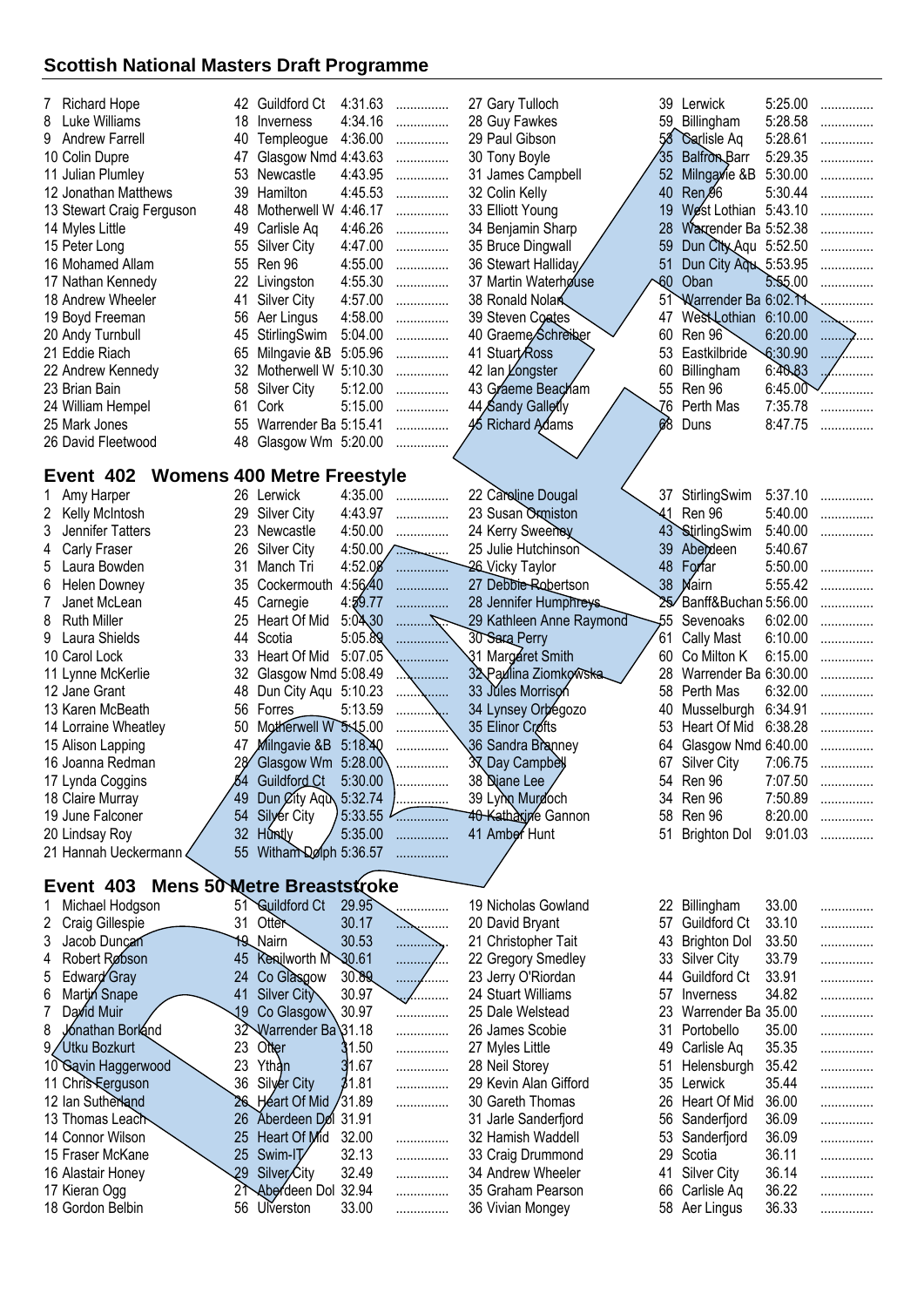## Scottish National Masters Draft Programme

| # | Name | Age | Club | Time | |
|---|---|---|---|---|---|
| 7 | Richard Hope | 42 | Guildford Ct | 4:31.63 | ............... |
| 8 | Luke Williams | 18 | Inverness | 4:34.16 | ............... |
| 9 | Andrew Farrell | 40 | Templeogue | 4:36.00 | ............... |
| 10 | Colin Dupre | 47 | Glasgow Nmd | 4:43.63 | ............... |
| 11 | Julian Plumley | 53 | Newcastle | 4:43.95 | ............... |
| 12 | Jonathan Matthews | 39 | Hamilton | 4:45.53 | ............... |
| 13 | Stewart Craig Ferguson | 48 | Motherwell W | 4:46.17 | ............... |
| 14 | Myles Little | 49 | Carlisle Aq | 4:46.26 | ............... |
| 15 | Peter Long | 55 | Silver City | 4:47.00 | ............... |
| 16 | Mohamed Allam | 55 | Ren 96 | 4:55.00 | ............... |
| 17 | Nathan Kennedy | 22 | Livingston | 4:55.30 | ............... |
| 18 | Andrew Wheeler | 41 | Silver City | 4:57.00 | ............... |
| 19 | Boyd Freeman | 56 | Aer Lingus | 4:58.00 | ............... |
| 20 | Andy Turnbull | 45 | StirlingSwim | 5:04.00 | ............... |
| 21 | Eddie Riach | 65 | Milngavie &B | 5:05.96 | ............... |
| 22 | Andrew Kennedy | 32 | Motherwell W | 5:10.30 | ............... |
| 23 | Brian Bain | 58 | Silver City | 5:12.00 | ............... |
| 24 | William Hempel | 61 | Cork | 5:15.00 | ............... |
| 25 | Mark Jones | 55 | Warrender Ba | 5:15.41 | ............... |
| 26 | David Fleetwood | 48 | Glasgow Wm | 5:20.00 | ............... |
| 27 | Gary Tulloch | 39 | Lerwick | 5:25.00 | ............... |
| 28 | Guy Fawkes | 59 | Billingham | 5:28.58 | ............... |
| 29 | Paul Gibson | 53 | Carlisle Aq | 5:28.61 | ............... |
| 30 | Tony Boyle | 35 | Balfron Barr | 5:29.35 | ............... |
| 31 | James Campbell | 52 | Milngavie &B | 5:30.00 | ............... |
| 32 | Colin Kelly | 40 | Ren 96 | 5:30.44 | ............... |
| 33 | Elliott Young | 19 | West Lothian | 5:43.10 | ............... |
| 34 | Benjamin Sharp | 28 | Warrender Ba | 5:52.38 | ............... |
| 35 | Bruce Dingwall | 59 | Dun City Aqu | 5:52.50 | ............... |
| 36 | Stewart Halliday | 51 | Dun City Aqu | 5:53.95 | ............... |
| 37 | Martin Waterhouse | 60 | Oban | 5:55.00 | ............... |
| 38 | Ronald Nolan | 51 | Warrender Ba | 6:02.11 | ............... |
| 39 | Steven Coates | 47 | West Lothian | 6:10.00 | ............... |
| 40 | Graeme Schreiber | 60 | Ren 96 | 6:20.00 | ............... |
| 41 | Stuart Ross | 53 | Eastkilbride | 6:30.90 | ............... |
| 42 | Ian Longster | 60 | Billingham | 6:40.83 | ............... |
| 43 | Graeme Beacham | 55 | Ren 96 | 6:45.00 | ............... |
| 44 | Sandy Galletly | 76 | Perth Mas | 7:35.78 | ............... |
| 45 | Richard Adams | 68 | Duns | 8:47.75 | ............... |

### Event 402 Womens 400 Metre Freestyle

| # | Name | Age | Club | Time | |
|---|---|---|---|---|---|
| 1 | Amy Harper | 26 | Lerwick | 4:35.00 | ............... |
| 2 | Kelly McIntosh | 29 | Silver City | 4:43.97 | ............... |
| 3 | Jennifer Tatters | 23 | Newcastle | 4:50.00 | ............... |
| 4 | Carly Fraser | 26 | Silver City | 4:50.00 | ............... |
| 5 | Laura Bowden | 31 | Manch Tri | 4:52.08 | ............... |
| 6 | Helen Downey | 35 | Cockermouth | 4:56.40 | ............... |
| 7 | Janet McLean | 45 | Carnegie | 4:59.77 | ............... |
| 8 | Ruth Miller | 25 | Heart Of Mid | 5:04.30 | ............... |
| 9 | Laura Shields | 44 | Scotia | 5:05.89 | ............... |
| 10 | Carol Lock | 33 | Heart Of Mid | 5:07.05 | ............... |
| 11 | Lynne McKerlie | 32 | Glasgow Nmd | 5:08.49 | ............... |
| 12 | Jane Grant | 48 | Dun City Aqu | 5:10.23 | ............... |
| 13 | Karen McBeath | 56 | Forres | 5:13.59 | ............... |
| 14 | Lorraine Wheatley | 50 | Motherwell W | 5:15.00 | ............... |
| 15 | Alison Lapping | 47 | Milngavie &B | 5:18.40 | ............... |
| 16 | Joanna Redman | 28 | Glasgow Wm | 5:28.00 | ............... |
| 17 | Lynda Coggins | 54 | Guildford Ct | 5:30.00 | ............... |
| 18 | Claire Murray | 49 | Dun City Aqu | 5:32.74 | ............... |
| 19 | June Falconer | 54 | Silver City | 5:33.55 | ............... |
| 20 | Lindsay Roy | 32 | Huntly | 5:35.00 | ............... |
| 21 | Hannah Ueckermann | 55 | Witham Dolph | 5:36.57 | ............... |
| 22 | Caroline Dougal | 37 | StirlingSwim | 5:37.10 | ............... |
| 23 | Susan Ormiston | 41 | Ren 96 | 5:40.00 | ............... |
| 24 | Kerry Sweeney | 43 | StirlingSwim | 5:40.00 | ............... |
| 25 | Julie Hutchinson | 39 | Aberdeen | 5:40.67 | ............... |
| 26 | Vicky Taylor | 48 | Forfar | 5:50.00 | ............... |
| 27 | Debbie Robertson | 38 | Nairn | 5:55.42 | ............... |
| 28 | Jennifer Humphreys | 25 | Banff&Buchan | 5:56.00 | ............... |
| 29 | Kathleen Anne Raymond | 55 | Sevenoaks | 6:02.00 | ............... |
| 30 | Sara Perry | 61 | Cally Mast | 6:10.00 | ............... |
| 31 | Margaret Smith | 60 | Co Milton K | 6:15.00 | ............... |
| 32 | Paulina Ziomkowska | 28 | Warrender Ba | 6:30.00 | ............... |
| 33 | Jules Morrison | 58 | Perth Mas | 6:32.00 | ............... |
| 34 | Lynsey Orbegozo | 40 | Musselburgh | 6:34.91 | ............... |
| 35 | Elinor Crofts | 53 | Heart Of Mid | 6:38.28 | ............... |
| 36 | Sandra Branney | 64 | Glasgow Nmd | 6:40.00 | ............... |
| 37 | Day Campbell | 67 | Silver City | 7:06.75 | ............... |
| 38 | Diane Lee | 54 | Ren 96 | 7:07.50 | ............... |
| 39 | Lynn Murdoch | 34 | Ren 96 | 7:50.89 | ............... |
| 40 | Katharine Gannon | 58 | Ren 96 | 8:20.00 | ............... |
| 41 | Amber Hunt | 51 | Brighton Dol | 9:01.03 | ............... |

### Event 403 Mens 50 Metre Breaststroke

| # | Name | Age | Club | Time | |
|---|---|---|---|---|---|
| 1 | Michael Hodgson | 51 | Guildford Ct | 29.95 | ............... |
| 2 | Craig Gillespie | 31 | Otter | 30.17 | ............... |
| 3 | Jacob Duncan | 19 | Nairn | 30.53 | ............... |
| 4 | Robert Robson | 45 | Kenilworth M | 30.61 | ............... |
| 5 | Edward Gray | 24 | Co Glasgow | 30.89 | ............... |
| 6 | Martin Snape | 41 | Silver City | 30.97 | ............... |
| 7 | David Muir | 19 | Co Glasgow | 30.97 | ............... |
| 8 | Jonathan Borland | 32 | Warrender Ba | 31.18 | ............... |
| 9 | Utku Bozkurt | 23 | Otter | 31.50 | ............... |
| 10 | Gavin Haggerwood | 23 | Ythan | 31.67 | ............... |
| 11 | Chris Ferguson | 36 | Silver City | 31.81 | ............... |
| 12 | Ian Sutherland | 26 | Heart Of Mid | 31.89 | ............... |
| 13 | Thomas Leach | 26 | Aberdeen Dol | 31.91 | |
| 14 | Connor Wilson | 25 | Heart Of Mid | 32.00 | ............... |
| 15 | Fraser McKane | 25 | Swim-IT | 32.13 | ............... |
| 16 | Alastair Honey | 29 | Silver City | 32.49 | ............... |
| 17 | Kieran Ogg | 21 | Aberdeen Dol | 32.94 | ............... |
| 18 | Gordon Belbin | 56 | Ulverston | 33.00 | ............... |
| 19 | Nicholas Gowland | 22 | Billingham | 33.00 | ............... |
| 20 | David Bryant | 57 | Guildford Ct | 33.10 | ............... |
| 21 | Christopher Tait | 43 | Brighton Dol | 33.50 | ............... |
| 22 | Gregory Smedley | 33 | Silver City | 33.79 | ............... |
| 23 | Jerry O'Riordan | 44 | Guildford Ct | 33.91 | ............... |
| 24 | Stuart Williams | 57 | Inverness | 34.82 | ............... |
| 25 | Dale Welstead | 23 | Warrender Ba | 35.00 | ............... |
| 26 | James Scobie | 31 | Portobello | 35.00 | ............... |
| 27 | Myles Little | 49 | Carlisle Aq | 35.35 | ............... |
| 28 | Neil Storey | 51 | Helensburgh | 35.42 | ............... |
| 29 | Kevin Alan Gifford | 35 | Lerwick | 35.44 | ............... |
| 30 | Gareth Thomas | 26 | Heart Of Mid | 36.00 | ............... |
| 31 | Jarle Sanderfjord | 56 | Sanderfjord | 36.09 | ............... |
| 32 | Hamish Waddell | 53 | Sanderfjord | 36.09 | ............... |
| 33 | Craig Drummond | 29 | Scotia | 36.11 | ............... |
| 34 | Andrew Wheeler | 41 | Silver City | 36.14 | ............... |
| 35 | Graham Pearson | 66 | Carlisle Aq | 36.22 | ............... |
| 36 | Vivian Mongey | 58 | Aer Lingus | 36.33 | ............... |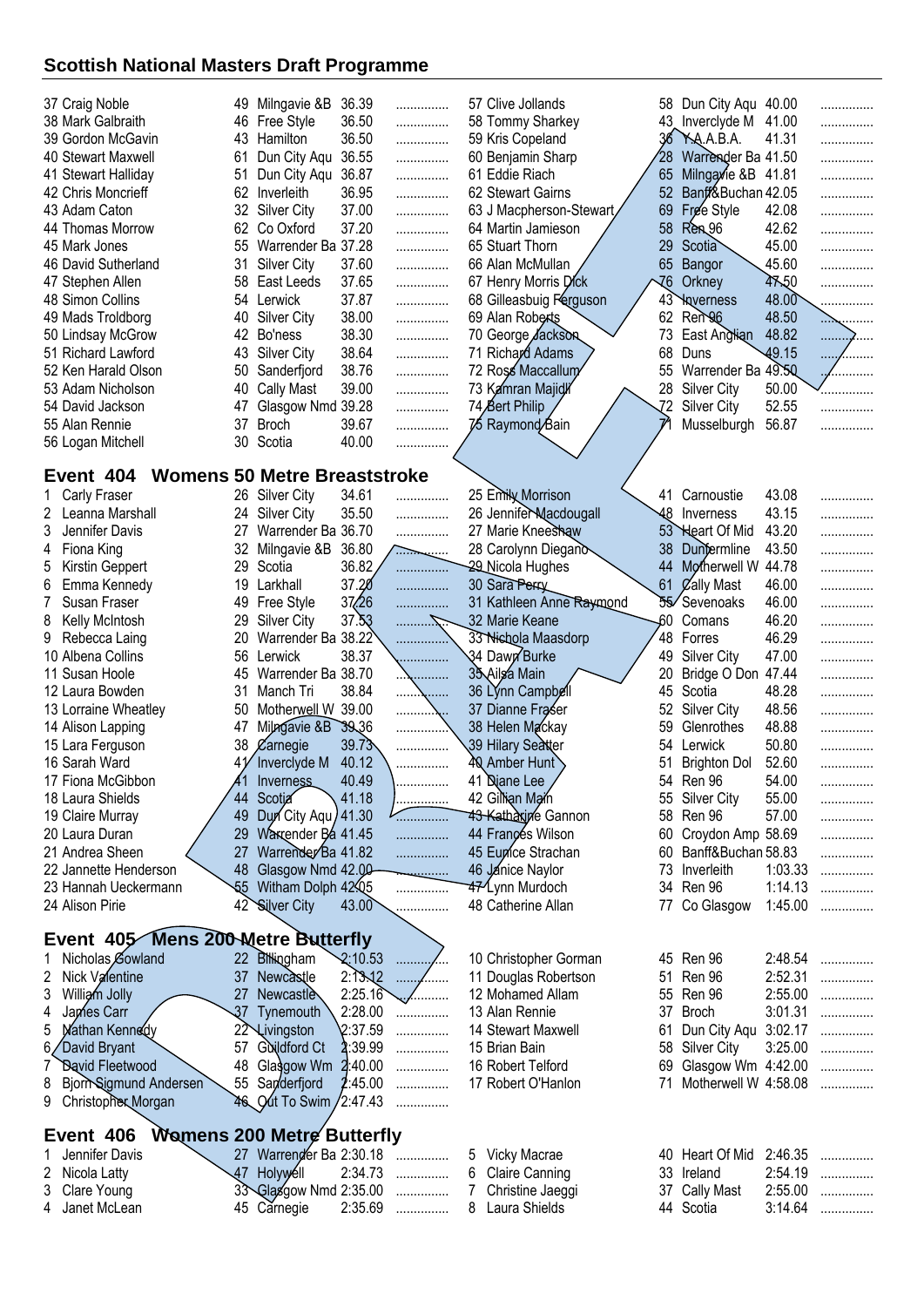## Scottish National Masters Draft Programme

| No | Name | Age | Club | Time | |
|---|---|---|---|---|---|
| 37 | Craig Noble | 49 | Milngavie &B | 36.39 | ............... |
| 38 | Mark Galbraith | 46 | Free Style | 36.50 | ............... |
| 39 | Gordon McGavin | 43 | Hamilton | 36.50 | ............... |
| 40 | Stewart Maxwell | 61 | Dun City Aqu | 36.55 | ............... |
| 41 | Stewart Halliday | 51 | Dun City Aqu | 36.87 | ............... |
| 42 | Chris Moncrieff | 62 | Inverleith | 36.95 | ............... |
| 43 | Adam Caton | 32 | Silver City | 37.00 | ............... |
| 44 | Thomas Morrow | 62 | Co Oxford | 37.20 | ............... |
| 45 | Mark Jones | 55 | Warrender Ba | 37.28 | ............... |
| 46 | David Sutherland | 31 | Silver City | 37.60 | ............... |
| 47 | Stephen Allen | 58 | East Leeds | 37.65 | ............... |
| 48 | Simon Collins | 54 | Lerwick | 37.87 | ............... |
| 49 | Mads Troldborg | 40 | Silver City | 38.00 | ............... |
| 50 | Lindsay McGrow | 42 | Bo'ness | 38.30 | ............... |
| 51 | Richard Lawford | 43 | Silver City | 38.64 | ............... |
| 52 | Ken Harald Olson | 50 | Sanderfjord | 38.76 | ............... |
| 53 | Adam Nicholson | 40 | Cally Mast | 39.00 | ............... |
| 54 | David Jackson | 47 | Glasgow Nmd | 39.28 | ............... |
| 55 | Alan Rennie | 37 | Broch | 39.67 | ............... |
| 56 | Logan Mitchell | 30 | Scotia | 40.00 | ............... |
| 57 | Clive Jollands | 58 | Dun City Aqu | 40.00 | ............... |
| 58 | Tommy Sharkey | 43 | Inverclyde M | 41.00 | ............... |
| 59 | Kris Copeland | 36 | Y.A.B.A. | 41.31 | ............... |
| 60 | Benjamin Sharp | 28 | Warrender Ba | 41.50 | ............... |
| 61 | Eddie Riach | 65 | Milngavie &B | 41.81 | ............... |
| 62 | Stewart Gairns | 52 | Banff&Buchan | 42.05 | ............... |
| 63 | J Macpherson-Stewart | 69 | Free Style | 42.08 | ............... |
| 64 | Martin Jamieson | 58 | Ren 96 | 42.62 | ............... |
| 65 | Stuart Thorn | 29 | Scotia | 45.00 | ............... |
| 66 | Alan McMullan | 65 | Bangor | 45.60 | ............... |
| 67 | Henry Morris Dick | 76 | Orkney | 47.50 | ............... |
| 68 | Gilleasbuig Ferguson | 43 | Inverness | 48.00 | ............... |
| 69 | Alan Roberts | 62 | Ren 96 | 48.50 | ............... |
| 70 | George Jackson | 73 | East Anglian | 48.82 | ............... |
| 71 | Richard Adams | 68 | Duns | 49.15 | ............... |
| 72 | Ross Maccallum | 55 | Warrender Ba | 49.50 | ............... |
| 73 | Kamran Majidi | 28 | Silver City | 50.00 | ............... |
| 74 | Bert Philip | 72 | Silver City | 52.55 | ............... |
| 75 | Raymond Bain | 71 | Musselburgh | 56.87 | ............... |

## Event 404 Womens 50 Metre Breaststroke

| No | Name | Age | Club | Time | |
|---|---|---|---|---|---|
| 1 | Carly Fraser | 26 | Silver City | 34.61 | ............... |
| 2 | Leanna Marshall | 24 | Silver City | 35.50 | ............... |
| 3 | Jennifer Davis | 27 | Warrender Ba | 36.70 | ............... |
| 4 | Fiona King | 32 | Milngavie &B | 36.80 | ............... |
| 5 | Kirstin Geppert | 29 | Scotia | 36.82 | ............... |
| 6 | Emma Kennedy | 19 | Larkhall | 37.20 | ............... |
| 7 | Susan Fraser | 49 | Free Style | 37.26 | ............... |
| 8 | Kelly McIntosh | 29 | Silver City | 37.53 | ............... |
| 9 | Rebecca Laing | 20 | Warrender Ba | 38.22 | ............... |
| 10 | Albena Collins | 56 | Lerwick | 38.37 | ............... |
| 11 | Susan Hoole | 45 | Warrender Ba | 38.70 | ............... |
| 12 | Laura Bowden | 31 | Manch Tri | 38.84 | ............... |
| 13 | Lorraine Wheatley | 50 | Motherwell W | 39.00 | ............... |
| 14 | Alison Lapping | 47 | Milngavie &B | 39.36 | ............... |
| 15 | Lara Ferguson | 38 | Carnegie | 39.73 | ............... |
| 16 | Sarah Ward | 41 | Inverclyde M | 40.12 | ............... |
| 17 | Fiona McGibbon | 41 | Inverness | 40.49 | ............... |
| 18 | Laura Shields | 44 | Scotia | 41.18 | ............... |
| 19 | Claire Murray | 49 | Dun City Aqu | 41.30 | ............... |
| 20 | Laura Duran | 29 | Warrender Ba | 41.45 | ............... |
| 21 | Andrea Sheen | 27 | Warrender Ba | 41.82 | ............... |
| 22 | Jannette Henderson | 48 | Glasgow Nmd | 42.00 | ............... |
| 23 | Hannah Ueckermann | 55 | Witham Dolph | 42.05 | ............... |
| 24 | Alison Pirie | 42 | Silver City | 43.00 | ............... |
| 25 | Emily Morrison | 41 | Carnoustie | 43.08 | ............... |
| 26 | Jennifer Macdougall | 48 | Inverness | 43.15 | ............... |
| 27 | Marie Kneeshaw | 53 | Heart Of Mid | 43.20 | ............... |
| 28 | Carolynn Diegano | 38 | Dunfermline | 43.50 | ............... |
| 29 | Nicola Hughes | 44 | Motherwell W | 44.78 | ............... |
| 30 | Sara Perry | 61 | Cally Mast | 46.00 | ............... |
| 31 | Kathleen Anne Raymond | 55 | Sevenoaks | 46.00 | ............... |
| 32 | Marie Keane | 60 | Comans | 46.20 | ............... |
| 33 | Nichola Maasdorp | 48 | Forres | 46.29 | ............... |
| 34 | Dawn Burke | 49 | Silver City | 47.00 | ............... |
| 35 | Ailsa Main | 20 | Bridge O Don | 47.44 | ............... |
| 36 | Lynn Campbell | 45 | Scotia | 48.28 | ............... |
| 37 | Dianne Fraser | 52 | Silver City | 48.56 | ............... |
| 38 | Helen Mackay | 59 | Glenrothes | 48.88 | ............... |
| 39 | Hilary Seatter | 54 | Lerwick | 50.80 | ............... |
| 40 | Amber Hunt | 51 | Brighton Dol | 52.60 | ............... |
| 41 | Diane Lee | 54 | Ren 96 | 54.00 | ............... |
| 42 | Gillian Main | 55 | Silver City | 55.00 | ............... |
| 43 | Katharine Gannon | 58 | Ren 96 | 57.00 | ............... |
| 44 | Frances Wilson | 60 | Croydon Amp | 58.69 | ............... |
| 45 | Eunice Strachan | 60 | Banff&Buchan | 58.83 | ............... |
| 46 | Janice Naylor | 73 | Inverleith | 1:03.33 | ............... |
| 47 | Lynn Murdoch | 34 | Ren 96 | 1:14.13 | ............... |
| 48 | Catherine Allan | 77 | Co Glasgow | 1:45.00 | ............... |

## Event 405 Mens 200 Metre Butterfly

| No | Name | Age | Club | Time | |
|---|---|---|---|---|---|
| 1 | Nicholas Gowland | 22 | Billingham | 2:10.53 | ............... |
| 2 | Nick Valentine | 37 | Newcastle | 2:13.12 | ............... |
| 3 | William Jolly | 27 | Newcastle | 2:25.16 | ............... |
| 4 | James Carr | 37 | Tynemouth | 2:28.00 | ............... |
| 5 | Nathan Kennedy | 22 | Livingston | 2:37.59 | ............... |
| 6 | David Bryant | 57 | Guildford Ct | 2:39.99 | ............... |
| 7 | David Fleetwood | 48 | Glasgow Wm | 2:40.00 | ............... |
| 8 | Bjorn Sigmund Andersen | 55 | Sanderfjord | 2:45.00 | ............... |
| 9 | Christopher Morgan | 46 | Out To Swim | 2:47.43 | ............... |
| 10 | Christopher Gorman | 45 | Ren 96 | 2:48.54 | ............... |
| 11 | Douglas Robertson | 51 | Ren 96 | 2:52.31 | ............... |
| 12 | Mohamed Allam | 55 | Ren 96 | 2:55.00 | ............... |
| 13 | Alan Rennie | 37 | Broch | 3:01.31 | ............... |
| 14 | Stewart Maxwell | 61 | Dun City Aqu | 3:02.17 | ............... |
| 15 | Brian Bain | 58 | Silver City | 3:25.00 | ............... |
| 16 | Robert Telford | 69 | Glasgow Wm | 4:42.00 | ............... |
| 17 | Robert O'Hanlon | 71 | Motherwell W | 4:58.08 | ............... |

## Event 406 Womens 200 Metre Butterfly

| No | Name | Age | Club | Time | |
|---|---|---|---|---|---|
| 1 | Jennifer Davis | 27 | Warrender Ba | 2:30.18 | ............... |
| 2 | Nicola Latty | 47 | Holywell | 2:34.73 | ............... |
| 3 | Clare Young | 33 | Glasgow Nmd | 2:35.00 | ............... |
| 4 | Janet McLean | 45 | Carnegie | 2:35.69 | ............... |
| 5 | Vicky Macrae | 40 | Heart Of Mid | 2:46.35 | ............... |
| 6 | Claire Canning | 33 | Ireland | 2:54.19 | ............... |
| 7 | Christine Jaeggi | 37 | Cally Mast | 2:55.00 | ............... |
| 8 | Laura Shields | 44 | Scotia | 3:14.64 | ............... |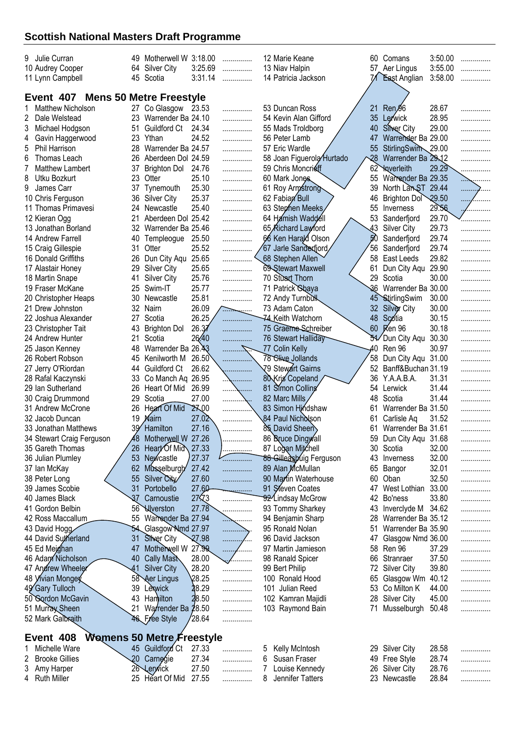## Scottish National Masters Draft Programme

| # | Name | Age | Club | Time | |
|---|---|---|---|---|---|
| 9 | Julie Curran | 49 | Motherwell W | 3:18.00 | ............... |
| 10 | Audrey Cooper | 64 | Silver City | 3:25.69 | ............... |
| 11 | Lynn Campbell | 45 | Scotia | 3:31.14 | ............... |
| 12 | Marie Keane | 60 | Comans | 3:50.00 | ............... |
| 13 | Niav Halpin | 57 | Aer Lingus | 3:55.00 | ............... |
| 14 | Patricia Jackson | 71 | East Anglian | 3:58.00 | ............... |

### Event 407 Mens 50 Metre Freestyle

| # | Name | Age | Club | Time | |
|---|---|---|---|---|---|
| 1 | Matthew Nicholson | 27 | Co Glasgow | 23.53 | ............... |
| 2 | Dale Welstead | 23 | Warrender Ba | 24.10 | ............... |
| 3 | Michael Hodgson | 51 | Guildford Ct | 24.34 | ............... |
| 4 | Gavin Haggerwood | 23 | Ythan | 24.52 | ............... |
| 5 | Phil Harrison | 28 | Warrender Ba | 24.57 | ............... |
| 6 | Thomas Leach | 26 | Aberdeen Dol | 24.59 | ............... |
| 7 | Matthew Lambert | 37 | Brighton Dol | 24.76 | ............... |
| 8 | Utku Bozkurt | 23 | Otter | 25.10 | ............... |
| 9 | James Carr | 37 | Tynemouth | 25.30 | ............... |
| 10 | Chris Ferguson | 36 | Silver City | 25.37 | ............... |
| 11 | Thomas Primavesi | 24 | Newcastle | 25.40 | ............... |
| 12 | Kieran Ogg | 21 | Aberdeen Dol | 25.42 | ............... |
| 13 | Jonathan Borland | 32 | Warrender Ba | 25.46 | ............... |
| 14 | Andrew Farrell | 40 | Templeogue | 25.50 | ............... |
| 15 | Craig Gillespie | 31 | Otter | 25.52 | ............... |
| 16 | Donald Griffiths | 26 | Dun City Aqu | 25.65 | ............... |
| 17 | Alastair Honey | 29 | Silver City | 25.65 | ............... |
| 18 | Martin Snape | 41 | Silver City | 25.76 | ............... |
| 19 | Fraser McKane | 25 | Swim-IT | 25.77 | ............... |
| 20 | Christopher Heaps | 30 | Newcastle | 25.81 | ............... |
| 21 | Drew Johnston | 32 | Nairn | 26.09 | ............... |
| 22 | Joshua Alexander | 27 | Scotia | 26.25 | ............... |
| 23 | Christopher Tait | 43 | Brighton Dol | 26.37 | ............... |
| 24 | Andrew Hunter | 21 | Scotia | 26.40 | ............... |
| 25 | Jason Kenney | 48 | Warrender Ba | 26.43 | ............... |
| 26 | Robert Robson | 45 | Kenilworth M | 26.50 | ............... |
| 27 | Jerry O'Riordan | 44 | Guildford Ct | 26.62 | ............... |
| 28 | Rafal Kaczynski | 33 | Co Manch Aq | 26.95 | ............... |
| 29 | Ian Sutherland | 26 | Heart Of Mid | 26.99 | ............... |
| 30 | Craig Drummond | 29 | Scotia | 27.00 | ............... |
| 31 | Andrew McCrone | 26 | Heart Of Mid | 27.00 | ............... |
| 32 | Jacob Duncan | 19 | Nairn | 27.02 | ............... |
| 33 | Jonathan Matthews | 39 | Hamilton | 27.16 | ............... |
| 34 | Stewart Craig Ferguson | 48 | Motherwell W | 27.26 | ............... |
| 35 | Gareth Thomas | 26 | Heart Of Mid | 27.33 | ............... |
| 36 | Julian Plumley | 53 | Newcastle | 27.37 | ............... |
| 37 | Ian McKay | 62 | Musselburgh | 27.42 | ............... |
| 38 | Peter Long | 55 | Silver City | 27.60 | ............... |
| 39 | James Scobie | 31 | Portobello | 27.60 | ............... |
| 40 | James Black | 37 | Carnoustie | 27.73 | ............... |
| 41 | Gordon Belbin | 56 | Ulverston | 27.78 | ............... |
| 42 | Ross Maccallum | 55 | Warrender Ba | 27.94 | ............... |
| 43 | David Hogg | 54 | Glasgow Nmd | 27.97 | ............... |
| 44 | David Sutherland | 31 | Silver City | 27.98 | ............... |
| 45 | Ed Meighan | 47 | Motherwell W | 27.99 | ............... |
| 46 | Adam Nicholson | 40 | Cally Mast | 28.00 | ............... |
| 47 | Andrew Wheeler | 41 | Silver City | 28.20 | ............... |
| 48 | Vivian Mongey | 58 | Aer Lingus | 28.25 | ............... |
| 49 | Gary Tulloch | 39 | Lerwick | 28.29 | ............... |
| 50 | Gordon McGavin | 43 | Hamilton | 28.50 | ............... |
| 51 | Murray Sheen | 21 | Warrender Ba | 28.50 | ............... |
| 52 | Mark Galbraith | 46 | Free Style | 28.64 | ............... |
| 53 | Duncan Ross | 21 | Ren 96 | 28.67 | ............... |
| 54 | Kevin Alan Gifford | 35 | Lerwick | 28.95 | ............... |
| 55 | Mads Troldborg | 40 | Silver City | 29.00 | ............... |
| 56 | Peter Lamb | 47 | Warrender Ba | 29.00 | ............... |
| 57 | Eric Wardle | 55 | StirlingSwim | 29.00 | ............... |
| 58 | Joan Figuerola Hurtado | 28 | Warrender Ba | 29.12 | ............... |
| 59 | Chris Moncrieff | 62 | Inverleith | 29.29 | ............... |
| 60 | Mark Jones | 55 | Warrender Ba | 29.35 | ............... |
| 61 | Roy Armstrong | 39 | North Lan ST | 29.44 | ............... |
| 62 | Fabian Bull | 46 | Brighton Dol | 29.50 | ............... |
| 63 | Stephen Meeks | 55 | Inverness | 29.56 | ............... |
| 64 | Hamish Waddell | 53 | Sanderfjord | 29.70 | ............... |
| 65 | Richard Lawford | 43 | Silver City | 29.73 | ............... |
| 66 | Ken Harald Olson | 50 | Sanderfjord | 29.74 | ............... |
| 67 | Jarle Sanderfjord | 56 | Sanderfjord | 29.74 | ............... |
| 68 | Stephen Allen | 58 | East Leeds | 29.82 | ............... |
| 69 | Stewart Maxwell | 61 | Dun City Aqu | 29.90 | ............... |
| 70 | Stuart Thorn | 29 | Scotia | 30.00 | ............... |
| 71 | Patrick Gbaya | 36 | Warrender Ba | 30.00 | ............... |
| 72 | Andy Turnbull | 45 | StirlingSwim | 30.00 | ............... |
| 73 | Adam Caton | 32 | Silver City | 30.00 | ............... |
| 74 | Keith Watchorn | 48 | Scotia | 30.15 | ............... |
| 75 | Graeme Schreiber | 60 | Ren 96 | 30.18 | ............... |
| 76 | Stewart Halliday | 51 | Dun City Aqu | 30.30 | ............... |
| 77 | Colin Kelly | 40 | Ren 96 | 30.97 | ............... |
| 78 | Clive Jollands | 58 | Dun City Aqu | 31.00 | ............... |
| 79 | Stewart Gairns | 52 | Banff&Buchan | 31.19 | ............... |
| 80 | Kris Copeland | 36 | Y.A.A.B.A. | 31.31 | ............... |
| 81 | Simon Collins | 54 | Lerwick | 31.44 | ............... |
| 82 | Marc Mills | 48 | Scotia | 31.44 | ............... |
| 83 | Simon Hindshaw | 61 | Warrender Ba | 31.50 | ............... |
| 84 | Paul Nicholson | 61 | Carlisle Aq | 31.52 | ............... |
| 85 | David Sheen | 61 | Warrender Ba | 31.61 | ............... |
| 86 | Bruce Dingwall | 59 | Dun City Aqu | 31.68 | ............... |
| 87 | Logan Mitchell | 30 | Scotia | 32.00 | ............... |
| 88 | Gilleasbuig Ferguson | 43 | Inverness | 32.00 | ............... |
| 89 | Alan McMullan | 65 | Bangor | 32.01 | ............... |
| 90 | Martin Waterhouse | 60 | Oban | 32.50 | ............... |
| 91 | Steven Coates | 47 | West Lothian | 33.00 | ............... |
| 92 | Lindsay McGrow | 42 | Bo'ness | 33.80 | ............... |
| 93 | Tommy Sharkey | 43 | Inverclyde M | 34.62 | ............... |
| 94 | Benjamin Sharp | 28 | Warrender Ba | 35.12 | ............... |
| 95 | Ronald Nolan | 51 | Warrender Ba | 35.90 | ............... |
| 96 | David Jackson | 47 | Glasgow Nmd | 36.00 | ............... |
| 97 | Martin Jamieson | 58 | Ren 96 | 37.29 | ............... |
| 98 | Ranald Spicer | 66 | Stranraer | 37.50 | ............... |
| 99 | Bert Philip | 72 | Silver City | 39.80 | ............... |
| 100 | Ronald Hood | 65 | Glasgow Wm | 40.12 | ............... |
| 101 | Julian Reed | 53 | Co Milton K | 44.00 | ............... |
| 102 | Kamran Majidi | 28 | Silver City | 45.00 | ............... |
| 103 | Raymond Bain | 71 | Musselburgh | 50.48 | ............... |

### Event 408 Womens 50 Metre Freestyle

| # | Name | Age | Club | Time | |
|---|---|---|---|---|---|
| 1 | Michelle Ware | 45 | Guildford Ct | 27.33 | ............... |
| 2 | Brooke Gillies | 20 | Carnegie | 27.34 | ............... |
| 3 | Amy Harper | 26 | Lerwick | 27.50 | ............... |
| 4 | Ruth Miller | 25 | Heart Of Mid | 27.55 | ............... |
| 5 | Kelly McIntosh | 29 | Silver City | 28.58 | ............... |
| 6 | Susan Fraser | 49 | Free Style | 28.74 | ............... |
| 7 | Louise Kennedy | 26 | Silver City | 28.76 | ............... |
| 8 | Jennifer Tatters | 23 | Newcastle | 28.84 | ............... |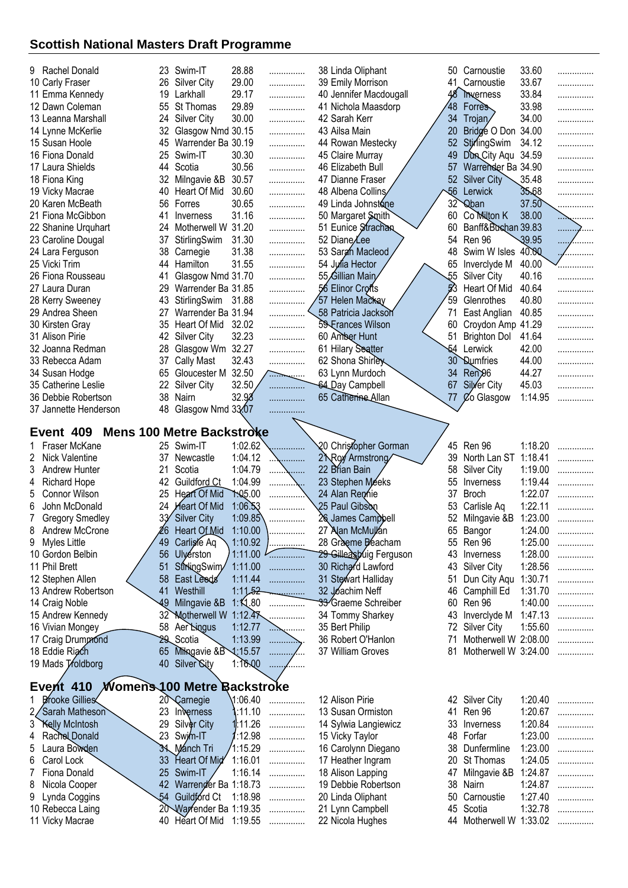## Scottish National Masters Draft Programme

| # | Name | Age | Club | Time | |
|---|---|---|---|---|---|
| 9 | Rachel Donald | 23 | Swim-IT | 28.88 | ............... |
| 10 | Carly Fraser | 26 | Silver City | 29.00 | ............... |
| 11 | Emma Kennedy | 19 | Larkhall | 29.17 | ............... |
| 12 | Dawn Coleman | 55 | St Thomas | 29.89 | ............... |
| 13 | Leanna Marshall | 24 | Silver City | 30.00 | ............... |
| 14 | Lynne McKerlie | 32 | Glasgow Nmd | 30.15 | ............... |
| 15 | Susan Hoole | 45 | Warrender Ba | 30.19 | ............... |
| 16 | Fiona Donald | 25 | Swim-IT | 30.30 | ............... |
| 17 | Laura Shields | 44 | Scotia | 30.56 | ............... |
| 18 | Fiona King | 32 | Milngavie &B | 30.57 | ............... |
| 19 | Vicky Macrae | 40 | Heart Of Mid | 30.60 | ............... |
| 20 | Karen McBeath | 56 | Forres | 30.65 | ............... |
| 21 | Fiona McGibbon | 41 | Inverness | 31.16 | ............... |
| 22 | Shanine Urquhart | 24 | Motherwell W | 31.20 | ............... |
| 23 | Caroline Dougal | 37 | StirlingSwim | 31.30 | ............... |
| 24 | Lara Ferguson | 38 | Carnegie | 31.38 | ............... |
| 25 | Vicki Trim | 44 | Hamilton | 31.55 | ............... |
| 26 | Fiona Rousseau | 41 | Glasgow Nmd | 31.70 | ............... |
| 27 | Laura Duran | 29 | Warrender Ba | 31.85 | ............... |
| 28 | Kerry Sweeney | 43 | StirlingSwim | 31.88 | ............... |
| 29 | Andrea Sheen | 27 | Warrender Ba | 31.94 | ............... |
| 30 | Kirsten Gray | 35 | Heart Of Mid | 32.02 | ............... |
| 31 | Alison Pirie | 42 | Silver City | 32.23 | ............... |
| 32 | Joanna Redman | 28 | Glasgow Wm | 32.27 | ............... |
| 33 | Rebecca Adam | 37 | Cally Mast | 32.43 | ............... |
| 34 | Susan Hodge | 65 | Gloucester M | 32.50 | ............... |
| 35 | Catherine Leslie | 22 | Silver City | 32.50 | ............... |
| 36 | Debbie Robertson | 38 | Nairn | 32.93 | ............... |
| 37 | Jannette Henderson | 48 | Glasgow Nmd | 33.07 | ............... |
| 38 | Linda Oliphant | 50 | Carnoustie | 33.60 | ............... |
| 39 | Emily Morrison | 41 | Carnoustie | 33.67 | ............... |
| 40 | Jennifer Macdougall | 48 | Inverness | 33.84 | ............... |
| 41 | Nichola Maasdorp | 48 | Forres | 33.98 | ............... |
| 42 | Sarah Kerr | 34 | Trojan | 34.00 | ............... |
| 43 | Ailsa Main | 20 | Bridge O Don | 34.00 | ............... |
| 44 | Rowan Mestecky | 52 | StirlingSwim | 34.12 | ............... |
| 45 | Claire Murray | 49 | Dun City Aqu | 34.59 | ............... |
| 46 | Elizabeth Bull | 57 | Warrender Ba | 34.90 | ............... |
| 47 | Dianne Fraser | 52 | Silver City | 35.48 | ............... |
| 48 | Albena Collins | 56 | Lerwick | 35.68 | ............... |
| 49 | Linda Johnstone | 32 | Oban | 37.50 | ............... |
| 50 | Margaret Smith | 60 | Co Milton K | 38.00 | ............... |
| 51 | Eunice Strachan | 60 | Banff&Buchan | 39.83 | ............... |
| 52 | Diane Lee | 54 | Ren 96 | 39.95 | ............... |
| 53 | Sarah Macleod | 48 | Swim W Isles | 40.00 | ............... |
| 54 | Julia Hector | 65 | Inverclyde M | 40.00 | ............... |
| 55 | Gillian Main | 55 | Silver City | 40.16 | ............... |
| 56 | Elinor Crofts | 53 | Heart Of Mid | 40.64 | ............... |
| 57 | Helen Mackay | 59 | Glenrothes | 40.80 | ............... |
| 58 | Patricia Jackson | 71 | East Anglian | 40.85 | ............... |
| 59 | Frances Wilson | 60 | Croydon Amp | 41.29 | ............... |
| 60 | Amber Hunt | 51 | Brighton Dol | 41.64 | ............... |
| 61 | Hilary Seatter | 54 | Lerwick | 42.00 | ............... |
| 62 | Shona Shirley | 30 | Dumfries | 44.00 | ............... |
| 63 | Lynn Murdoch | 34 | Ren 96 | 44.27 | ............... |
| 64 | Day Campbell | 67 | Silver City | 45.03 | ............... |
| 65 | Catherine Allan | 77 | Co Glasgow | 1:14.95 | ............... |

### Event 409 Mens 100 Metre Backstroke

| # | Name | Age | Club | Time | |
|---|---|---|---|---|---|
| 1 | Fraser McKane | 25 | Swim-IT | 1:02.62 | ............... |
| 2 | Nick Valentine | 37 | Newcastle | 1:04.12 | ............... |
| 3 | Andrew Hunter | 21 | Scotia | 1:04.79 | ............... |
| 4 | Richard Hope | 42 | Guildford Ct | 1:04.99 | ............... |
| 5 | Connor Wilson | 25 | Heart Of Mid | 1:05.00 | ............... |
| 6 | John McDonald | 24 | Heart Of Mid | 1:06.53 | ............... |
| 7 | Gregory Smedley | 33 | Silver City | 1:09.85 | ............... |
| 8 | Andrew McCrone | 26 | Heart Of Mid | 1:10.00 | ............... |
| 9 | Myles Little | 49 | Carlisle Aq | 1:10.92 | ............... |
| 10 | Gordon Belbin | 56 | Ulverston | 1:11.00 | ............... |
| 11 | Phil Brett | 51 | StirlingSwim | 1:11.00 | ............... |
| 12 | Stephen Allen | 58 | East Leeds | 1:11.44 | ............... |
| 13 | Andrew Robertson | 41 | Westhill | 1:11.52 | ............... |
| 14 | Craig Noble | 49 | Milngavie &B | 1:11.80 | ............... |
| 15 | Andrew Kennedy | 32 | Motherwell W | 1:12.47 | ............... |
| 16 | Vivian Mongey | 58 | Aer Lingus | 1:12.77 | ............... |
| 17 | Craig Drummond | 29 | Scotia | 1:13.99 | ............... |
| 18 | Eddie Riach | 65 | Milngavie &B | 1:15.57 | ............... |
| 19 | Mads Troldborg | 40 | Silver City | 1:16.00 | ............... |
| 20 | Christopher Gorman | 45 | Ren 96 | 1:18.20 | ............... |
| 21 | Roy Armstrong | 39 | North Lan ST | 1:18.41 | ............... |
| 22 | Brian Bain | 58 | Silver City | 1:19.00 | ............... |
| 23 | Stephen Meeks | 55 | Inverness | 1:19.44 | ............... |
| 24 | Alan Rennie | 37 | Broch | 1:22.07 | ............... |
| 25 | Paul Gibson | 53 | Carlisle Aq | 1:22.11 | ............... |
| 26 | James Campbell | 52 | Milngavie &B | 1:23.00 | ............... |
| 27 | Alan McMullan | 65 | Bangor | 1:24.00 | ............... |
| 28 | Graeme Beacham | 55 | Ren 96 | 1:25.00 | ............... |
| 29 | Gilleasbuig Ferguson | 43 | Inverness | 1:28.00 | ............... |
| 30 | Richard Lawford | 43 | Silver City | 1:28.56 | ............... |
| 31 | Stewart Halliday | 51 | Dun City Aqu | 1:30.71 | ............... |
| 32 | Joachim Neff | 46 | Camphill Ed | 1:31.70 | ............... |
| 33 | Graeme Schreiber | 60 | Ren 96 | 1:40.00 | ............... |
| 34 | Tommy Sharkey | 43 | Inverclyde M | 1:47.13 | ............... |
| 35 | Bert Philip | 72 | Silver City | 1:55.60 | ............... |
| 36 | Robert O'Hanlon | 71 | Motherwell W | 2:08.00 | ............... |
| 37 | William Groves | 81 | Motherwell W | 3:24.00 | ............... |

### Event 410 Womens 100 Metre Backstroke

| # | Name | Age | Club | Time | |
|---|---|---|---|---|---|
| 1 | Brooke Gillies | 20 | Carnegie | 1:06.40 | ............... |
| 2 | Sarah Matheson | 23 | Inverness | 1:11.10 | ............... |
| 3 | Kelly McIntosh | 29 | Silver City | 1:11.26 | ............... |
| 4 | Rachel Donald | 23 | Swim-IT | 1:12.98 | ............... |
| 5 | Laura Bowden | 31 | Manch Tri | 1:15.29 | ............... |
| 6 | Carol Lock | 33 | Heart Of Mid | 1:16.01 | ............... |
| 7 | Fiona Donald | 25 | Swim-IT | 1:16.14 | ............... |
| 8 | Nicola Cooper | 42 | Warrender Ba | 1:18.73 | ............... |
| 9 | Lynda Coggins | 54 | Guildford Ct | 1:18.98 | ............... |
| 10 | Rebecca Laing | 20 | Warrender Ba | 1:19.35 | ............... |
| 11 | Vicky Macrae | 40 | Heart Of Mid | 1:19.55 | ............... |
| 12 | Alison Pirie | 42 | Silver City | 1:20.40 | ............... |
| 13 | Susan Ormiston | 41 | Ren 96 | 1:20.67 | ............... |
| 14 | Sylwia Langiewicz | 33 | Inverness | 1:20.84 | ............... |
| 15 | Vicky Taylor | 48 | Forfar | 1:23.00 | ............... |
| 16 | Carolynn Diegano | 38 | Dunfermline | 1:23.00 | ............... |
| 17 | Heather Ingram | 20 | St Thomas | 1:24.05 | ............... |
| 18 | Alison Lapping | 47 | Milngavie &B | 1:24.87 | ............... |
| 19 | Debbie Robertson | 38 | Nairn | 1:24.87 | ............... |
| 20 | Linda Oliphant | 50 | Carnoustie | 1:27.40 | ............... |
| 21 | Lynn Campbell | 45 | Scotia | 1:32.78 | ............... |
| 22 | Nicola Hughes | 44 | Motherwell W | 1:33.02 | ............... |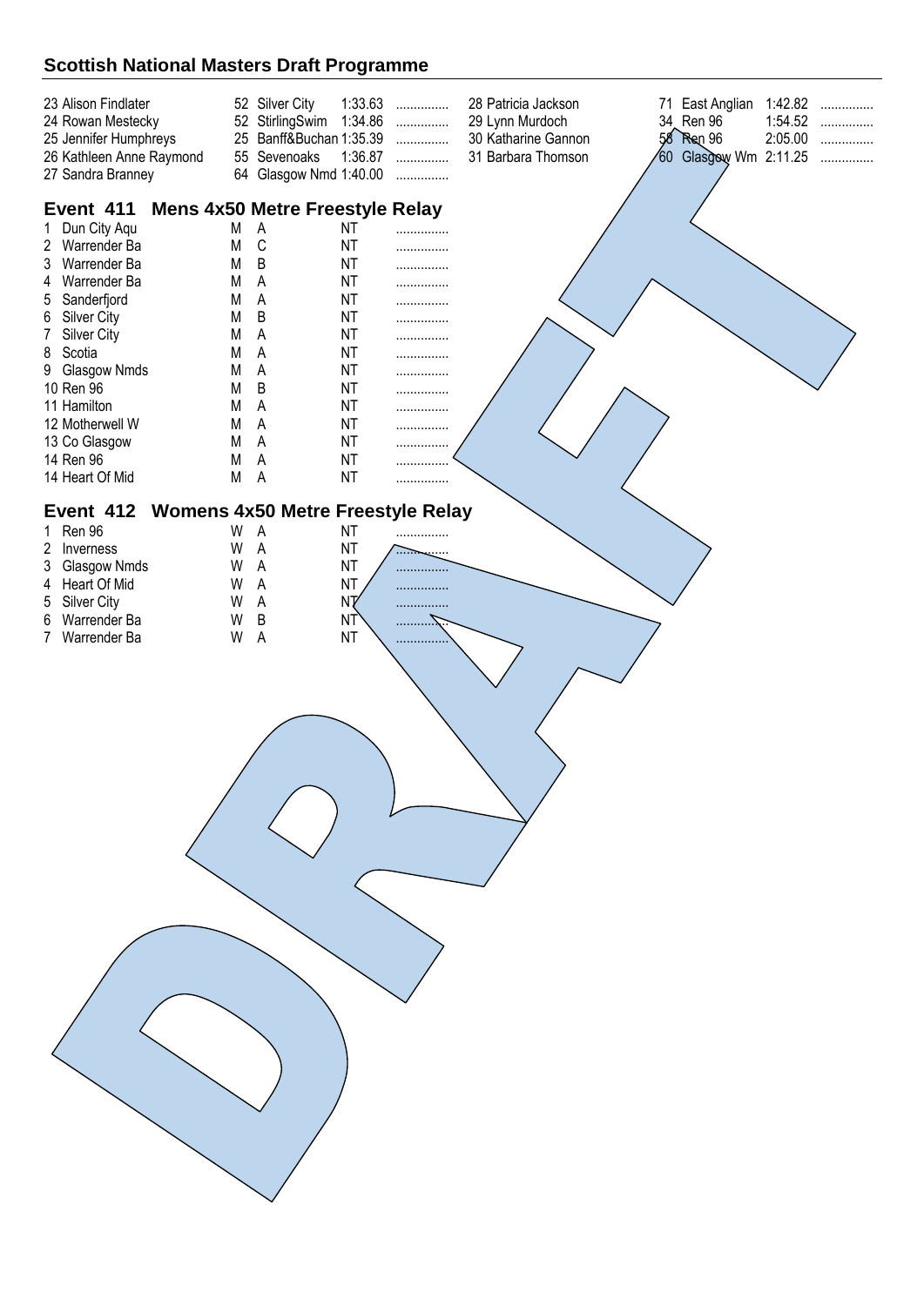# Scottish National Masters Draft Programme

| | | | | | |
|---|---|---|---|---|---|
| 23 | Alison Findlater | 52 | Silver City | 1:33.63 | ............... |
| 24 | Rowan Mestecky | 52 | StirlingSwim | 1:34.86 | ............... |
| 25 | Jennifer Humphreys | 25 | Banff&Buchan | 1:35.39 | ............... |
| 26 | Kathleen Anne Raymond | 55 | Sevenoaks | 1:36.87 | ............... |
| 27 | Sandra Branney | 64 | Glasgow Nmd | 1:40.00 | ............... |
| 28 | Patricia Jackson | 71 | East Anglian | 1:42.82 | ............... |
| 29 | Lynn Murdoch | 34 | Ren 96 | 1:54.52 | ............... |
| 30 | Katharine Gannon | 58 | Ren 96 | 2:05.00 | ............... |
| 31 | Barbara Thomson | 60 | Glasgow Wm | 2:11.25 | ............... |

## Event 411 Mens 4x50 Metre Freestyle Relay

| | | | | | |
|---|---|---|---|---|---|
| 1 | Dun City Aqu | M | A | NT | ............... |
| 2 | Warrender Ba | M | C | NT | ............... |
| 3 | Warrender Ba | M | B | NT | ............... |
| 4 | Warrender Ba | M | A | NT | ............... |
| 5 | Sanderfjord | M | A | NT | ............... |
| 6 | Silver City | M | B | NT | ............... |
| 7 | Silver City | M | A | NT | ............... |
| 8 | Scotia | M | A | NT | ............... |
| 9 | Glasgow Nmds | M | A | NT | ............... |
| 10 | Ren 96 | M | B | NT | ............... |
| 11 | Hamilton | M | A | NT | ............... |
| 12 | Motherwell W | M | A | NT | ............... |
| 13 | Co Glasgow | M | A | NT | ............... |
| 14 | Ren 96 | M | A | NT | ............... |
| 14 | Heart Of Mid | M | A | NT | ............... |

## Event 412 Womens 4x50 Metre Freestyle Relay

| | | | | | |
|---|---|---|---|---|---|
| 1 | Ren 96 | W | A | NT | ............... |
| 2 | Inverness | W | A | NT | ............... |
| 3 | Glasgow Nmds | W | A | NT | ............... |
| 4 | Heart Of Mid | W | A | NT | ............... |
| 5 | Silver City | W | A | NT | ............... |
| 6 | Warrender Ba | W | B | NT | ............... |
| 7 | Warrender Ba | W | A | NT | ............... |

DRAFT